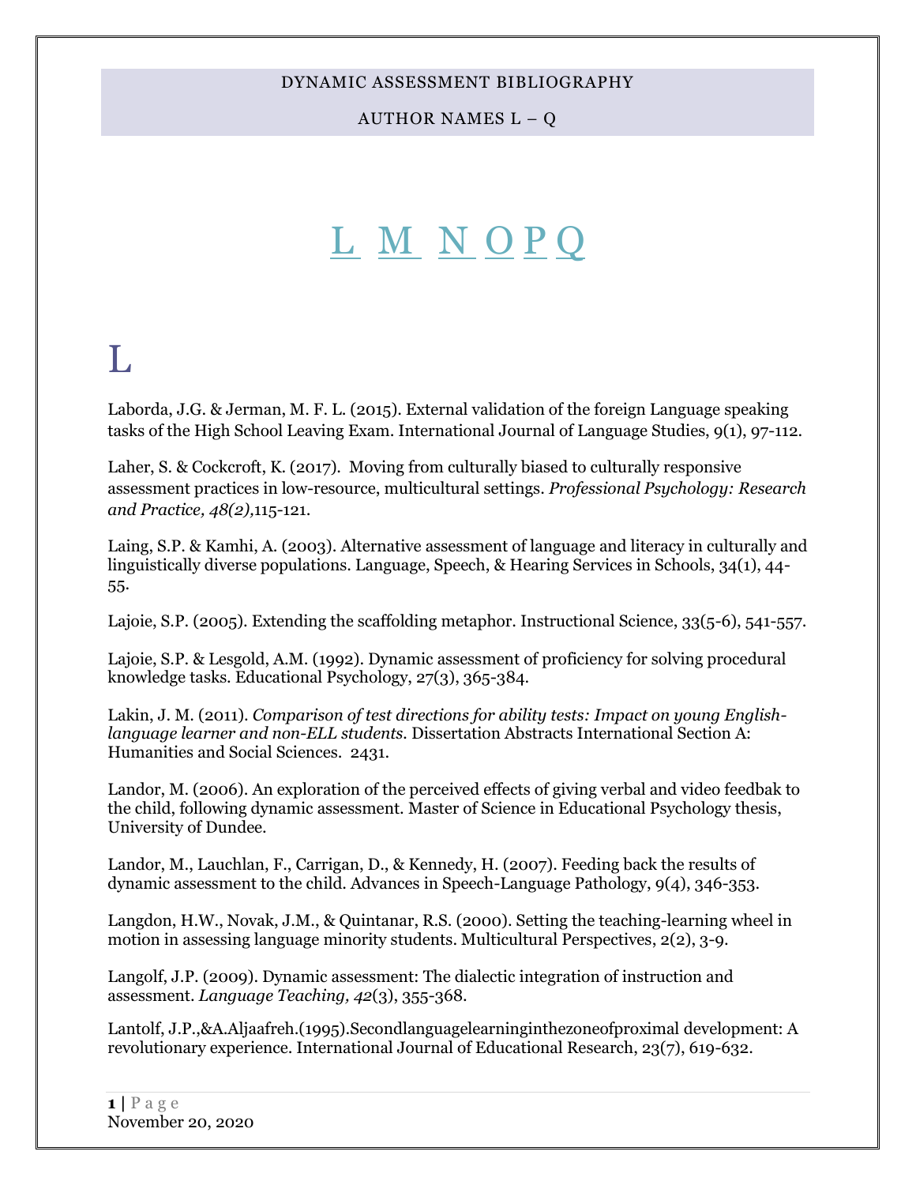DYNAMIC ASSESSMENT BIBLIOGRAPHY

AUTHOR NAMES L – Q

# L M N O P Q

# L

Laborda, J.G. & Jerman, M. F. L. (2015). External validation of the foreign Language speaking tasks of the High School Leaving Exam. International Journal of Language Studies, 9(1), 97-112.

Laher, S. & Cockcroft, K. (2017). Moving from culturally biased to culturally responsive assessment practices in low-resource, multicultural settings. *Professional Psychology: Research and Practice, 48(2),*115-121.

Laing, S.P. & Kamhi, A. (2003). Alternative assessment of language and literacy in culturally and linguistically diverse populations. Language, Speech, & Hearing Services in Schools, 34(1), 44-55.

Lajoie, S.P. (2005). Extending the scaffolding metaphor. Instructional Science, 33(5-6), 541-557.

Lajoie, S.P. & Lesgold, A.M. (1992). Dynamic assessment of proficiency for solving procedural knowledge tasks. Educational Psychology, 27(3), 365-384.

Lakin, J. M. (2011). *Comparison of test directions for ability tests: Impact on young English-language learner and non-ELL students*. Dissertation Abstracts International Section A: Humanities and Social Sciences. 2431.

Landor, M. (2006). An exploration of the perceived effects of giving verbal and video feedbak to the child, following dynamic assessment. Master of Science in Educational Psychology thesis, University of Dundee.

Landor, M., Lauchlan, F., Carrigan, D., & Kennedy, H. (2007). Feeding back the results of dynamic assessment to the child. Advances in Speech-Language Pathology, 9(4), 346-353.

Langdon, H.W., Novak, J.M., & Quintanar, R.S. (2000). Setting the teaching-learning wheel in motion in assessing language minority students. Multicultural Perspectives, 2(2), 3-9.

Langolf, J.P. (2009). Dynamic assessment: The dialectic integration of instruction and assessment. *Language Teaching, 42*(3), 355-368.

Lantolf, J.P.,&A.Aljaafreh.(1995).Secondlanguagelearninginthezoneofproximal development: A revolutionary experience. International Journal of Educational Research, 23(7), 619-632.

November 20, 2020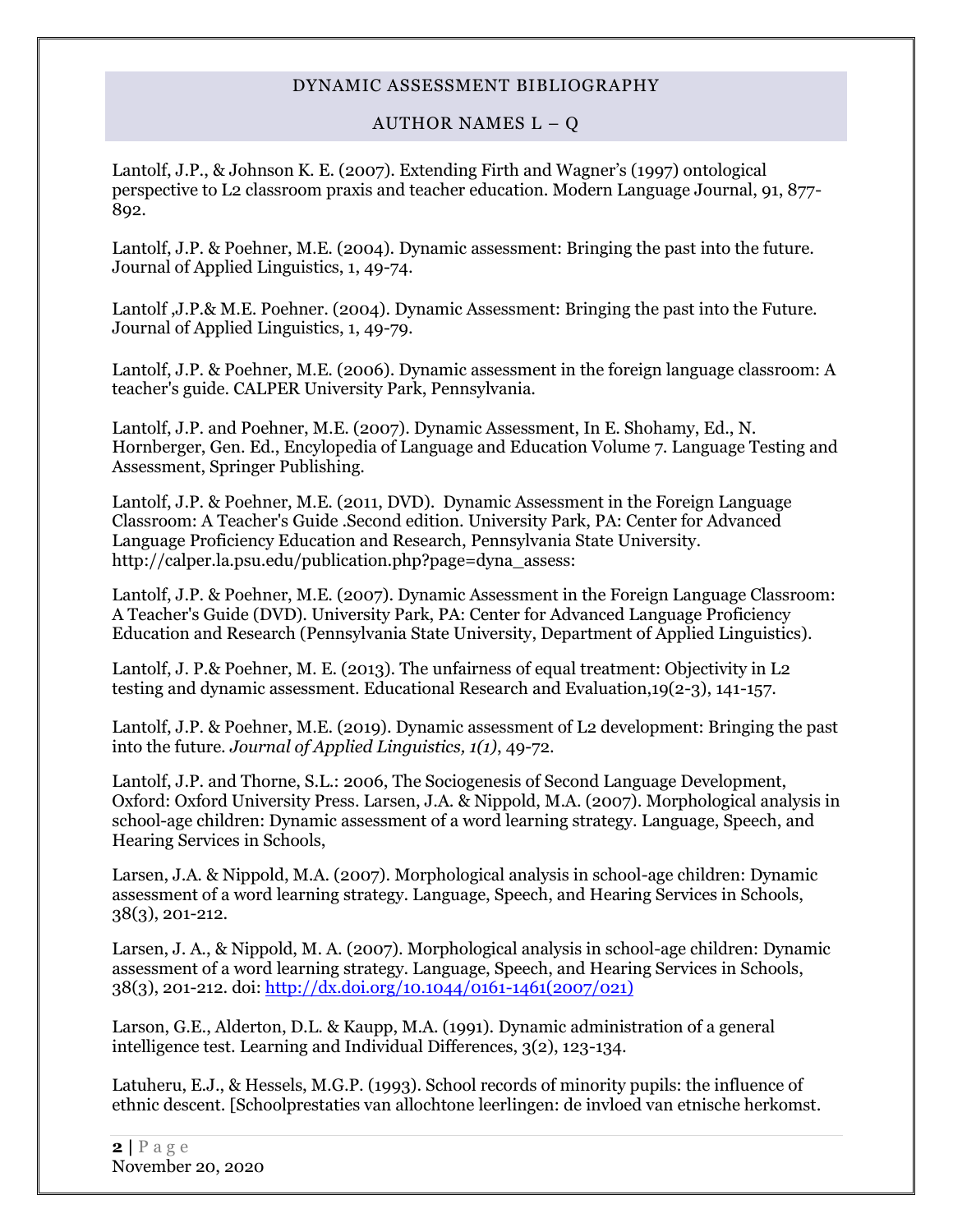# DYNAMIC ASSESSMENT BIBLIOGRAPHY

## AUTHOR NAMES L – Q

Lantolf, J.P., & Johnson K. E. (2007). Extending Firth and Wagner's (1997) ontological perspective to L2 classroom praxis and teacher education. Modern Language Journal, 91, 877-892.

Lantolf, J.P. & Poehner, M.E. (2004). Dynamic assessment: Bringing the past into the future. Journal of Applied Linguistics, 1, 49-74.

Lantolf ,J.P.& M.E. Poehner. (2004). Dynamic Assessment: Bringing the past into the Future. Journal of Applied Linguistics, 1, 49-79.

Lantolf, J.P. & Poehner, M.E. (2006). Dynamic assessment in the foreign language classroom: A teacher's guide. CALPER University Park, Pennsylvania.

Lantolf, J.P. and Poehner, M.E. (2007). Dynamic Assessment, In E. Shohamy, Ed., N. Hornberger, Gen. Ed., Encylopedia of Language and Education Volume 7. Language Testing and Assessment, Springer Publishing.

Lantolf, J.P. & Poehner, M.E. (2011, DVD). Dynamic Assessment in the Foreign Language Classroom: A Teacher's Guide .Second edition. University Park, PA: Center for Advanced Language Proficiency Education and Research, Pennsylvania State University. http://calper.la.psu.edu/publication.php?page=dyna_assess:

Lantolf, J.P. & Poehner, M.E. (2007). Dynamic Assessment in the Foreign Language Classroom: A Teacher's Guide (DVD). University Park, PA: Center for Advanced Language Proficiency Education and Research (Pennsylvania State University, Department of Applied Linguistics).

Lantolf, J. P.& Poehner, M. E. (2013). The unfairness of equal treatment: Objectivity in L2 testing and dynamic assessment. Educational Research and Evaluation,19(2-3), 141-157.

Lantolf, J.P. & Poehner, M.E. (2019). Dynamic assessment of L2 development: Bringing the past into the future. *Journal of Applied Linguistics, 1(1)*, 49-72.

Lantolf, J.P. and Thorne, S.L.: 2006, The Sociogenesis of Second Language Development, Oxford: Oxford University Press. Larsen, J.A. & Nippold, M.A. (2007). Morphological analysis in school-age children: Dynamic assessment of a word learning strategy. Language, Speech, and Hearing Services in Schools,

Larsen, J.A. & Nippold, M.A. (2007). Morphological analysis in school-age children: Dynamic assessment of a word learning strategy. Language, Speech, and Hearing Services in Schools, 38(3), 201-212.

Larsen, J. A., & Nippold, M. A. (2007). Morphological analysis in school-age children: Dynamic assessment of a word learning strategy. Language, Speech, and Hearing Services in Schools, 38(3), 201-212. doi: [http://dx.doi.org/10.1044/0161-1461(2007/021)](http://dx.doi.org/10.1044/0161-1461(2007/021))

Larson, G.E., Alderton, D.L. & Kaupp, M.A. (1991). Dynamic administration of a general intelligence test. Learning and Individual Differences, 3(2), 123-134.

Latuheru, E.J., & Hessels, M.G.P. (1993). School records of minority pupils: the influence of ethnic descent. [Schoolprestaties van allochtone leerlingen: de invloed van etnische herkomst.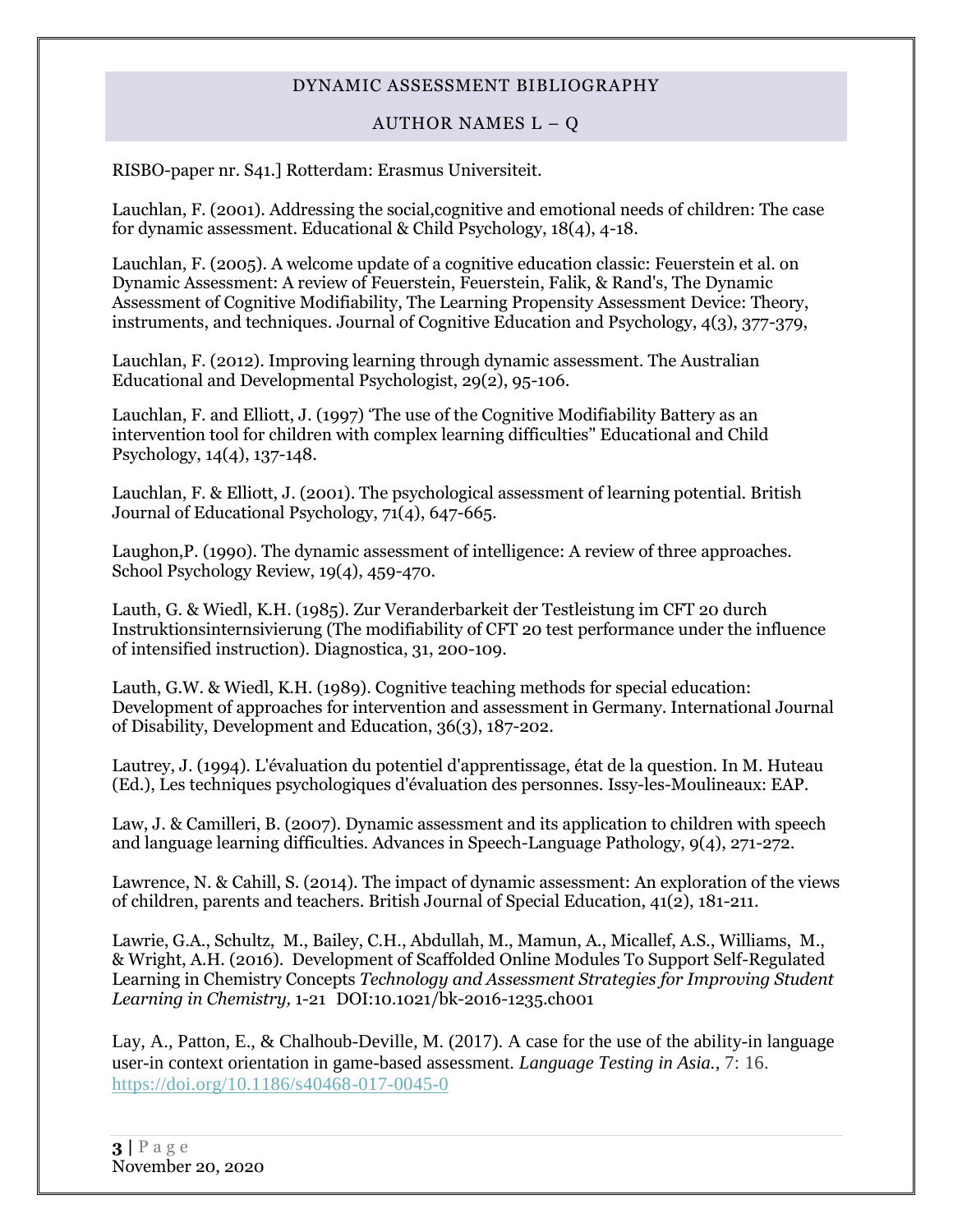RISBO-paper nr. S41.] Rotterdam: Erasmus Universiteit.

Lauchlan, F. (2001). Addressing the social,cognitive and emotional needs of children: The case for dynamic assessment. Educational & Child Psychology, 18(4), 4-18.

Lauchlan, F. (2005). A welcome update of a cognitive education classic: Feuerstein et al. on Dynamic Assessment: A review of Feuerstein, Feuerstein, Falik, & Rand's, The Dynamic Assessment of Cognitive Modifiability, The Learning Propensity Assessment Device: Theory, instruments, and techniques. Journal of Cognitive Education and Psychology, 4(3), 377-379,

Lauchlan, F. (2012). Improving learning through dynamic assessment. The Australian Educational and Developmental Psychologist, 29(2), 95-106.

Lauchlan, F. and Elliott, J. (1997) 'The use of the Cognitive Modifiability Battery as an intervention tool for children with complex learning difficulties" Educational and Child Psychology, 14(4), 137-148.

Lauchlan, F. & Elliott, J. (2001). The psychological assessment of learning potential. British Journal of Educational Psychology, 71(4), 647-665.

Laughon,P. (1990). The dynamic assessment of intelligence: A review of three approaches. School Psychology Review, 19(4), 459-470.

Lauth, G. & Wiedl, K.H. (1985). Zur Veranderbarkeit der Testleistung im CFT 20 durch Instruktionsinternsivierung (The modifiability of CFT 20 test performance under the influence of intensified instruction). Diagnostica, 31, 200-109.

Lauth, G.W. & Wiedl, K.H. (1989). Cognitive teaching methods for special education: Development of approaches for intervention and assessment in Germany. International Journal of Disability, Development and Education, 36(3), 187-202.

Lautrey, J. (1994). L'évaluation du potentiel d'apprentissage, état de la question. In M. Huteau (Ed.), Les techniques psychologiques d'évaluation des personnes. Issy-les-Moulineaux: EAP.

Law, J. & Camilleri, B. (2007). Dynamic assessment and its application to children with speech and language learning difficulties. Advances in Speech-Language Pathology, 9(4), 271-272.

Lawrence, N. & Cahill, S. (2014). The impact of dynamic assessment: An exploration of the views of children, parents and teachers. British Journal of Special Education, 41(2), 181-211.

Lawrie, G.A., Schultz, M., Bailey, C.H., Abdullah, M., Mamun, A., Micallef, A.S., Williams, M., & Wright, A.H. (2016). Development of Scaffolded Online Modules To Support Self-Regulated Learning in Chemistry Concepts *Technology and Assessment Strategies for Improving Student Learning in Chemistry,* 1-21 DOI:10.1021/bk-2016-1235.ch001

Lay, A., Patton, E., & Chalhoub-Deville, M. (2017). A case for the use of the ability-in language user-in context orientation in game-based assessment. *Language Testing in Asia.,* 7: 16. https://doi.org/10.1186/s40468-017-0045-0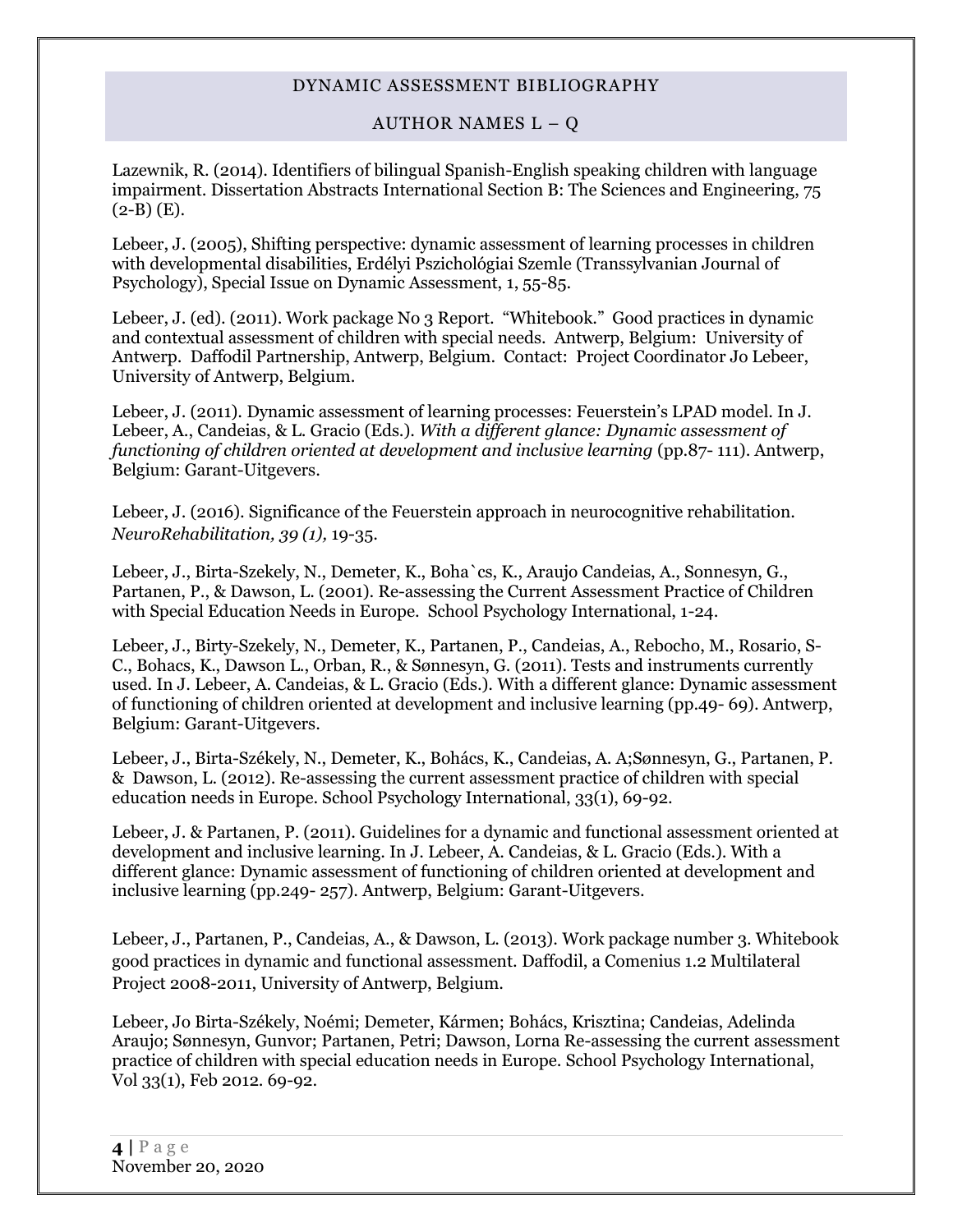DYNAMIC ASSESSMENT BIBLIOGRAPHY

AUTHOR NAMES L – Q

Lazewnik, R. (2014). Identifiers of bilingual Spanish-English speaking children with language impairment. Dissertation Abstracts International Section B: The Sciences and Engineering, 75 (2-B) (E).

Lebeer, J. (2005), Shifting perspective: dynamic assessment of learning processes in children with developmental disabilities, Erdélyi Pszichológiai Szemle (Transsylvanian Journal of Psychology), Special Issue on Dynamic Assessment, 1, 55-85.

Lebeer, J. (ed). (2011). Work package No 3 Report. "Whitebook." Good practices in dynamic and contextual assessment of children with special needs. Antwerp, Belgium: University of Antwerp. Daffodil Partnership, Antwerp, Belgium. Contact: Project Coordinator Jo Lebeer, University of Antwerp, Belgium.

Lebeer, J. (2011). Dynamic assessment of learning processes: Feuerstein's LPAD model. In J. Lebeer, A., Candeias, & L. Gracio (Eds.). *With a different glance: Dynamic assessment of functioning of children oriented at development and inclusive learning* (pp.87- 111). Antwerp, Belgium: Garant-Uitgevers.

Lebeer, J. (2016). Significance of the Feuerstein approach in neurocognitive rehabilitation. *NeuroRehabilitation, 39 (1),* 19-35.

Lebeer, J., Birta-Szekely, N., Demeter, K., Boha`cs, K., Araujo Candeias, A., Sonnesyn, G., Partanen, P., & Dawson, L. (2001). Re-assessing the Current Assessment Practice of Children with Special Education Needs in Europe. School Psychology International, 1-24.

Lebeer, J., Birty-Szekely, N., Demeter, K., Partanen, P., Candeias, A., Rebocho, M., Rosario, S-C., Bohacs, K., Dawson L., Orban, R., & Sønnesyn, G. (2011). Tests and instruments currently used. In J. Lebeer, A. Candeias, & L. Gracio (Eds.). With a different glance: Dynamic assessment of functioning of children oriented at development and inclusive learning (pp.49- 69). Antwerp, Belgium: Garant-Uitgevers.

Lebeer, J., Birta-Székely, N., Demeter, K., Bohács, K., Candeias, A. A;Sønnesyn, G., Partanen, P. & Dawson, L. (2012). Re-assessing the current assessment practice of children with special education needs in Europe. School Psychology International, 33(1), 69-92.

Lebeer, J. & Partanen, P. (2011). Guidelines for a dynamic and functional assessment oriented at development and inclusive learning. In J. Lebeer, A. Candeias, & L. Gracio (Eds.). With a different glance: Dynamic assessment of functioning of children oriented at development and inclusive learning (pp.249- 257). Antwerp, Belgium: Garant-Uitgevers.

Lebeer, J., Partanen, P., Candeias, A., & Dawson, L. (2013). Work package number 3. Whitebook good practices in dynamic and functional assessment. Daffodil, a Comenius 1.2 Multilateral Project 2008-2011, University of Antwerp, Belgium.

Lebeer, Jo Birta-Székely, Noémi; Demeter, Kármen; Bohács, Krisztina; Candeias, Adelinda Araujo; Sønnesyn, Gunvor; Partanen, Petri; Dawson, Lorna Re-assessing the current assessment practice of children with special education needs in Europe. School Psychology International, Vol 33(1), Feb 2012. 69-92.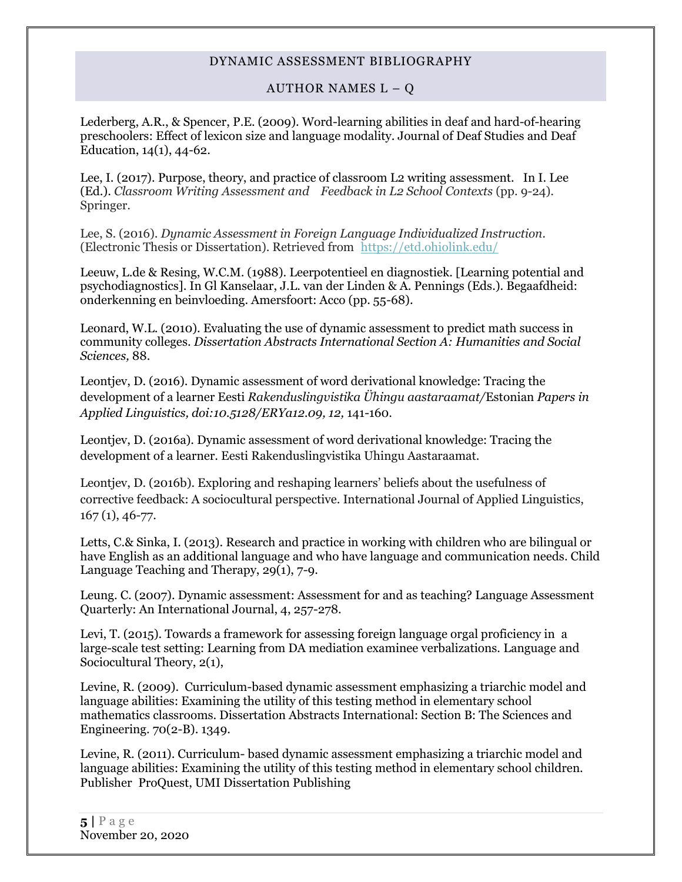DYNAMIC ASSESSMENT BIBLIOGRAPHY

AUTHOR NAMES L – Q

Lederberg, A.R., & Spencer, P.E. (2009). Word-learning abilities in deaf and hard-of-hearing preschoolers: Effect of lexicon size and language modality. Journal of Deaf Studies and Deaf Education, 14(1), 44-62.

Lee, I. (2017). Purpose, theory, and practice of classroom L2 writing assessment. In I. Lee (Ed.). *Classroom Writing Assessment and Feedback in L2 School Contexts* (pp. 9-24). Springer.

Lee, S. (2016). *Dynamic Assessment in Foreign Language Individualized Instruction.* (Electronic Thesis or Dissertation). Retrieved from https://etd.ohiolink.edu/

Leeuw, L.de & Resing, W.C.M. (1988). Leerpotentieel en diagnostiek. [Learning potential and psychodiagnostics]. In Gl Kanselaar, J.L. van der Linden & A. Pennings (Eds.). Begaafdheid: onderkenning en beinvloeding. Amersfoort: Acco (pp. 55-68).

Leonard, W.L. (2010). Evaluating the use of dynamic assessment to predict math success in community colleges. *Dissertation Abstracts International Section A: Humanities and Social Sciences,* 88.

Leontjev, D. (2016). Dynamic assessment of word derivational knowledge: Tracing the development of a learner Eesti *Rakenduslingvistika Ühingu aastaraamat*/Estonian *Papers in Applied Linguistics, doi:10.5128/ERYa12.09, 12,* 141-160.

Leontjev, D. (2016a). Dynamic assessment of word derivational knowledge: Tracing the development of a learner. Eesti Rakenduslingvistika Uhingu Aastaraamat.

Leontjev, D. (2016b). Exploring and reshaping learners' beliefs about the usefulness of corrective feedback: A sociocultural perspective. International Journal of Applied Linguistics, 167 (1), 46-77.

Letts, C.& Sinka, I. (2013). Research and practice in working with children who are bilingual or have English as an additional language and who have language and communication needs. Child Language Teaching and Therapy, 29(1), 7-9.

Leung. C. (2007). Dynamic assessment: Assessment for and as teaching? Language Assessment Quarterly: An International Journal, 4, 257-278.

Levi, T. (2015). Towards a framework for assessing foreign language orgal proficiency in a large-scale test setting: Learning from DA mediation examinee verbalizations. Language and Sociocultural Theory, 2(1),

Levine, R. (2009). Curriculum-based dynamic assessment emphasizing a triarchic model and language abilities: Examining the utility of this testing method in elementary school mathematics classrooms. Dissertation Abstracts International: Section B: The Sciences and Engineering. 70(2-B). 1349.

Levine, R. (2011). Curriculum- based dynamic assessment emphasizing a triarchic model and language abilities: Examining the utility of this testing method in elementary school children. Publisher ProQuest, UMI Dissertation Publishing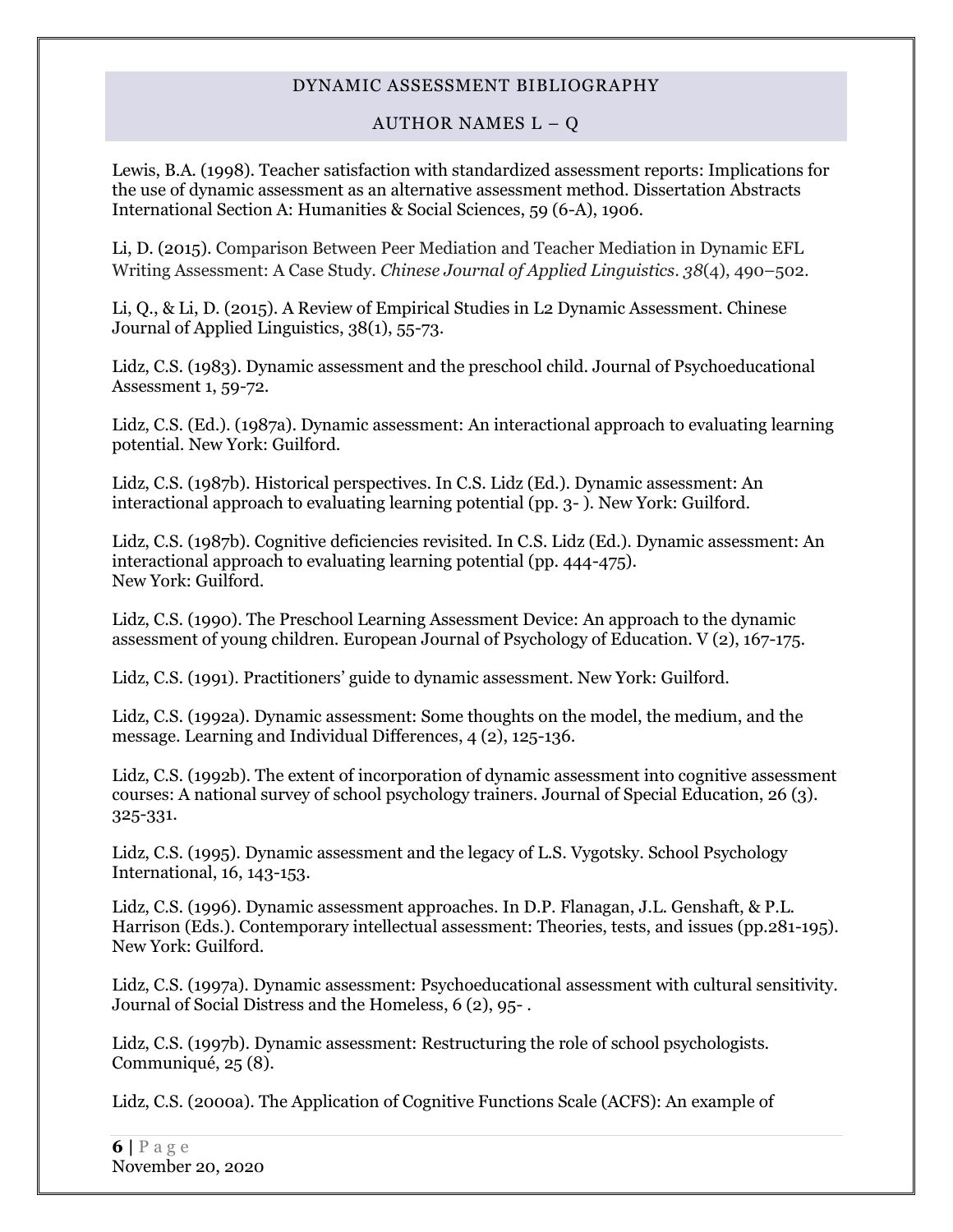Lewis, B.A. (1998). Teacher satisfaction with standardized assessment reports: Implications for the use of dynamic assessment as an alternative assessment method. Dissertation Abstracts International Section A: Humanities & Social Sciences, 59 (6-A), 1906.

Li, D. (2015). Comparison Between Peer Mediation and Teacher Mediation in Dynamic EFL Writing Assessment: A Case Study. *Chinese Journal of Applied Linguistics*. *38*(4), 490–502.

Li, Q., & Li, D. (2015). A Review of Empirical Studies in L2 Dynamic Assessment. Chinese Journal of Applied Linguistics, 38(1), 55-73.

Lidz, C.S. (1983). Dynamic assessment and the preschool child. Journal of Psychoeducational Assessment 1, 59-72.

Lidz, C.S. (Ed.). (1987a). Dynamic assessment: An interactional approach to evaluating learning potential. New York: Guilford.

Lidz, C.S. (1987b). Historical perspectives. In C.S. Lidz (Ed.). Dynamic assessment: An interactional approach to evaluating learning potential (pp. 3- ). New York: Guilford.

Lidz, C.S. (1987b). Cognitive deficiencies revisited. In C.S. Lidz (Ed.). Dynamic assessment: An interactional approach to evaluating learning potential (pp. 444-475). New York: Guilford.

Lidz, C.S. (1990). The Preschool Learning Assessment Device: An approach to the dynamic assessment of young children. European Journal of Psychology of Education. V (2), 167-175.

Lidz, C.S. (1991). Practitioners' guide to dynamic assessment. New York: Guilford.

Lidz, C.S. (1992a). Dynamic assessment: Some thoughts on the model, the medium, and the message. Learning and Individual Differences, 4 (2), 125-136.

Lidz, C.S. (1992b). The extent of incorporation of dynamic assessment into cognitive assessment courses: A national survey of school psychology trainers. Journal of Special Education, 26 (3). 325-331.

Lidz, C.S. (1995). Dynamic assessment and the legacy of L.S. Vygotsky. School Psychology International, 16, 143-153.

Lidz, C.S. (1996). Dynamic assessment approaches. In D.P. Flanagan, J.L. Genshaft, & P.L. Harrison (Eds.). Contemporary intellectual assessment: Theories, tests, and issues (pp.281-195). New York: Guilford.

Lidz, C.S. (1997a). Dynamic assessment: Psychoeducational assessment with cultural sensitivity. Journal of Social Distress and the Homeless, 6 (2), 95- .

Lidz, C.S. (1997b). Dynamic assessment: Restructuring the role of school psychologists. Communiqué, 25 (8).

Lidz, C.S. (2000a). The Application of Cognitive Functions Scale (ACFS): An example of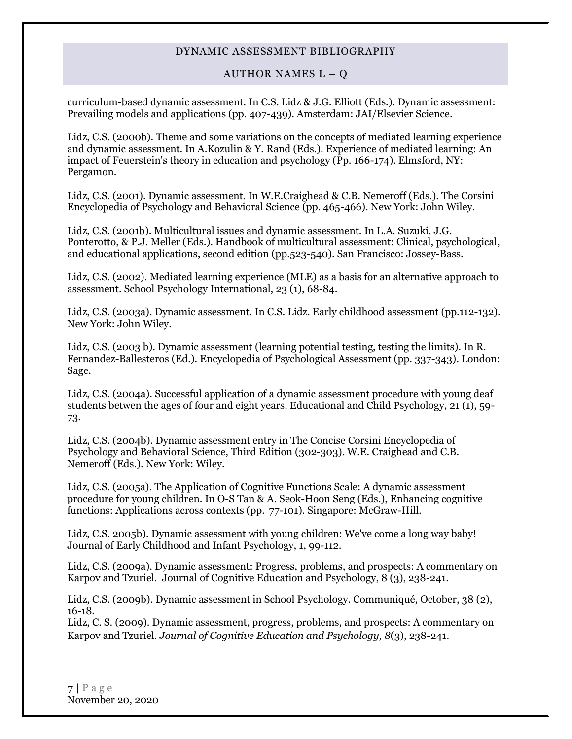curriculum-based dynamic assessment. In C.S. Lidz & J.G. Elliott (Eds.). Dynamic assessment: Prevailing models and applications (pp. 407-439). Amsterdam: JAI/Elsevier Science.

Lidz, C.S. (2000b). Theme and some variations on the concepts of mediated learning experience and dynamic assessment. In A.Kozulin & Y. Rand (Eds.). Experience of mediated learning: An impact of Feuerstein's theory in education and psychology (Pp. 166-174). Elmsford, NY: Pergamon.

Lidz, C.S. (2001). Dynamic assessment. In W.E.Craighead & C.B. Nemeroff (Eds.). The Corsini Encyclopedia of Psychology and Behavioral Science (pp. 465-466). New York: John Wiley.

Lidz, C.S. (2001b). Multicultural issues and dynamic assessment. In L.A. Suzuki, J.G. Ponterotto, & P.J. Meller (Eds.). Handbook of multicultural assessment: Clinical, psychological, and educational applications, second edition (pp.523-540). San Francisco: Jossey-Bass.

Lidz, C.S. (2002). Mediated learning experience (MLE) as a basis for an alternative approach to assessment. School Psychology International, 23 (1), 68-84.

Lidz, C.S. (2003a). Dynamic assessment. In C.S. Lidz. Early childhood assessment (pp.112-132). New York: John Wiley.

Lidz, C.S. (2003 b). Dynamic assessment (learning potential testing, testing the limits). In R. Fernandez-Ballesteros (Ed.). Encyclopedia of Psychological Assessment (pp. 337-343). London: Sage.

Lidz, C.S. (2004a). Successful application of a dynamic assessment procedure with young deaf students betwen the ages of four and eight years. Educational and Child Psychology, 21 (1), 59-73.

Lidz, C.S. (2004b). Dynamic assessment entry in The Concise Corsini Encyclopedia of Psychology and Behavioral Science, Third Edition (302-303). W.E. Craighead and C.B. Nemeroff (Eds.). New York: Wiley.

Lidz, C.S. (2005a). The Application of Cognitive Functions Scale: A dynamic assessment procedure for young children. In O-S Tan & A. Seok-Hoon Seng (Eds.), Enhancing cognitive functions: Applications across contexts (pp. 77-101). Singapore: McGraw-Hill.

Lidz, C.S. 2005b). Dynamic assessment with young children: We've come a long way baby! Journal of Early Childhood and Infant Psychology, 1, 99-112.

Lidz, C.S. (2009a). Dynamic assessment: Progress, problems, and prospects: A commentary on Karpov and Tzuriel. Journal of Cognitive Education and Psychology, 8 (3), 238-241.

Lidz, C.S. (2009b). Dynamic assessment in School Psychology. Communiqué, October, 38 (2), 16-18.

Lidz, C. S. (2009). Dynamic assessment, progress, problems, and prospects: A commentary on Karpov and Tzuriel. *Journal of Cognitive Education and Psychology, 8*(3), 238-241.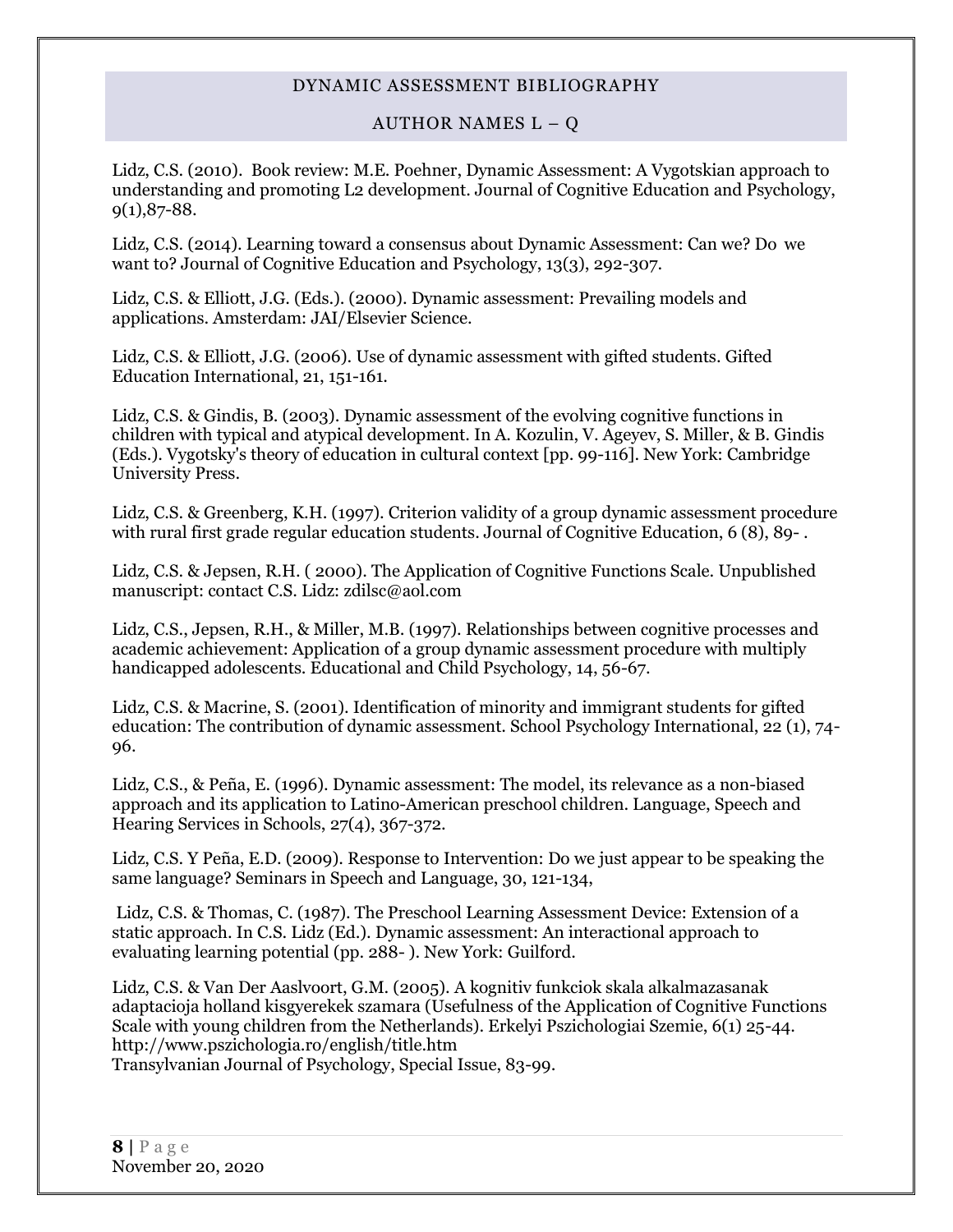Lidz, C.S. (2010). Book review: M.E. Poehner, Dynamic Assessment: A Vygotskian approach to understanding and promoting L2 development. Journal of Cognitive Education and Psychology, 9(1),87-88.

Lidz, C.S. (2014). Learning toward a consensus about Dynamic Assessment: Can we? Do we want to? Journal of Cognitive Education and Psychology, 13(3), 292-307.

Lidz, C.S. & Elliott, J.G. (Eds.). (2000). Dynamic assessment: Prevailing models and applications. Amsterdam: JAI/Elsevier Science.

Lidz, C.S. & Elliott, J.G. (2006). Use of dynamic assessment with gifted students. Gifted Education International, 21, 151-161.

Lidz, C.S. & Gindis, B. (2003). Dynamic assessment of the evolving cognitive functions in children with typical and atypical development. In A. Kozulin, V. Ageyev, S. Miller, & B. Gindis (Eds.). Vygotsky's theory of education in cultural context [pp. 99-116]. New York: Cambridge University Press.

Lidz, C.S. & Greenberg, K.H. (1997). Criterion validity of a group dynamic assessment procedure with rural first grade regular education students. Journal of Cognitive Education, 6 (8), 89- .

Lidz, C.S. & Jepsen, R.H. ( 2000). The Application of Cognitive Functions Scale. Unpublished manuscript: contact C.S. Lidz: zdilsc@aol.com

Lidz, C.S., Jepsen, R.H., & Miller, M.B. (1997). Relationships between cognitive processes and academic achievement: Application of a group dynamic assessment procedure with multiply handicapped adolescents. Educational and Child Psychology, 14, 56-67.

Lidz, C.S. & Macrine, S. (2001). Identification of minority and immigrant students for gifted education: The contribution of dynamic assessment. School Psychology International, 22 (1), 74-96.

Lidz, C.S., & Peña, E. (1996). Dynamic assessment: The model, its relevance as a non-biased approach and its application to Latino-American preschool children. Language, Speech and Hearing Services in Schools, 27(4), 367-372.

Lidz, C.S. Y Peña, E.D. (2009). Response to Intervention: Do we just appear to be speaking the same language? Seminars in Speech and Language, 30, 121-134,

Lidz, C.S. & Thomas, C. (1987). The Preschool Learning Assessment Device: Extension of a static approach. In C.S. Lidz (Ed.). Dynamic assessment: An interactional approach to evaluating learning potential (pp. 288- ). New York: Guilford.

Lidz, C.S. & Van Der Aaslvoort, G.M. (2005). A kognitiv funkciok skala alkalmazasanak adaptacioja holland kisgyerekek szamara (Usefulness of the Application of Cognitive Functions Scale with young children from the Netherlands). Erkelyi Pszichologiai Szemie, 6(1) 25-44. http://www.pszichologia.ro/english/title.htm
Transylvanian Journal of Psychology, Special Issue, 83-99.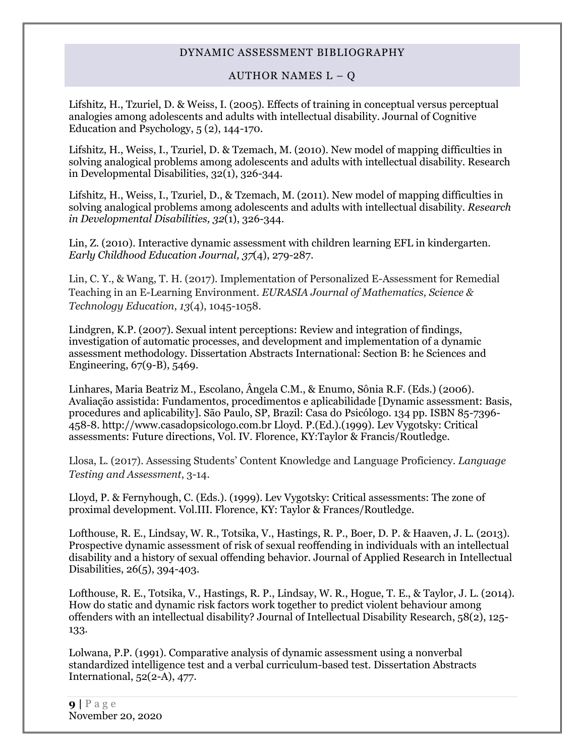DYNAMIC ASSESSMENT BIBLIOGRAPHY

AUTHOR NAMES L – Q

Lifshitz, H., Tzuriel, D. & Weiss, I. (2005). Effects of training in conceptual versus perceptual analogies among adolescents and adults with intellectual disability. Journal of Cognitive Education and Psychology, 5 (2), 144-170.

Lifshitz, H., Weiss, I., Tzuriel, D. & Tzemach, M. (2010). New model of mapping difficulties in solving analogical problems among adolescents and adults with intellectual disability. Research in Developmental Disabilities, 32(1), 326-344.

Lifshitz, H., Weiss, I., Tzuriel, D., & Tzemach, M. (2011). New model of mapping difficulties in solving analogical problems among adolescents and adults with intellectual disability. *Research in Developmental Disabilities, 32*(1), 326-344.

Lin, Z. (2010). Interactive dynamic assessment with children learning EFL in kindergarten. *Early Childhood Education Journal, 37*(4), 279-287.

Lin, C. Y., & Wang, T. H. (2017). Implementation of Personalized E-Assessment for Remedial Teaching in an E-Learning Environment. *EURASIA Journal of Mathematics, Science & Technology Education*, *13*(4), 1045-1058.

Lindgren, K.P. (2007). Sexual intent perceptions: Review and integration of findings, investigation of automatic processes, and development and implementation of a dynamic assessment methodology. Dissertation Abstracts International: Section B: he Sciences and Engineering, 67(9-B), 5469.

Linhares, Maria Beatriz M., Escolano, Ângela C.M., & Enumo, Sônia R.F. (Eds.) (2006). Avaliação assistida: Fundamentos, procedimentos e aplicabilidade [Dynamic assessment: Basis, procedures and aplicability]. São Paulo, SP, Brazil: Casa do Psicólogo. 134 pp. ISBN 85-7396-458-8. http://www.casadopsicologo.com.br Lloyd. P.(Ed.).(1999). Lev Vygotsky: Critical assessments: Future directions, Vol. IV. Florence, KY:Taylor & Francis/Routledge.

Llosa, L. (2017). Assessing Students' Content Knowledge and Language Proficiency. *Language Testing and Assessment*, 3-14.

Lloyd, P. & Fernyhough, C. (Eds.). (1999). Lev Vygotsky: Critical assessments: The zone of proximal development. Vol.III. Florence, KY: Taylor & Frances/Routledge.

Lofthouse, R. E., Lindsay, W. R., Totsika, V., Hastings, R. P., Boer, D. P. & Haaven, J. L. (2013). Prospective dynamic assessment of risk of sexual reoffending in individuals with an intellectual disability and a history of sexual offending behavior. Journal of Applied Research in Intellectual Disabilities, 26(5), 394-403.

Lofthouse, R. E., Totsika, V., Hastings, R. P., Lindsay, W. R., Hogue, T. E., & Taylor, J. L. (2014). How do static and dynamic risk factors work together to predict violent behaviour among offenders with an intellectual disability? Journal of Intellectual Disability Research, 58(2), 125-133.

Lolwana, P.P. (1991). Comparative analysis of dynamic assessment using a nonverbal standardized intelligence test and a verbal curriculum-based test. Dissertation Abstracts International, 52(2-A), 477.

November 20, 2020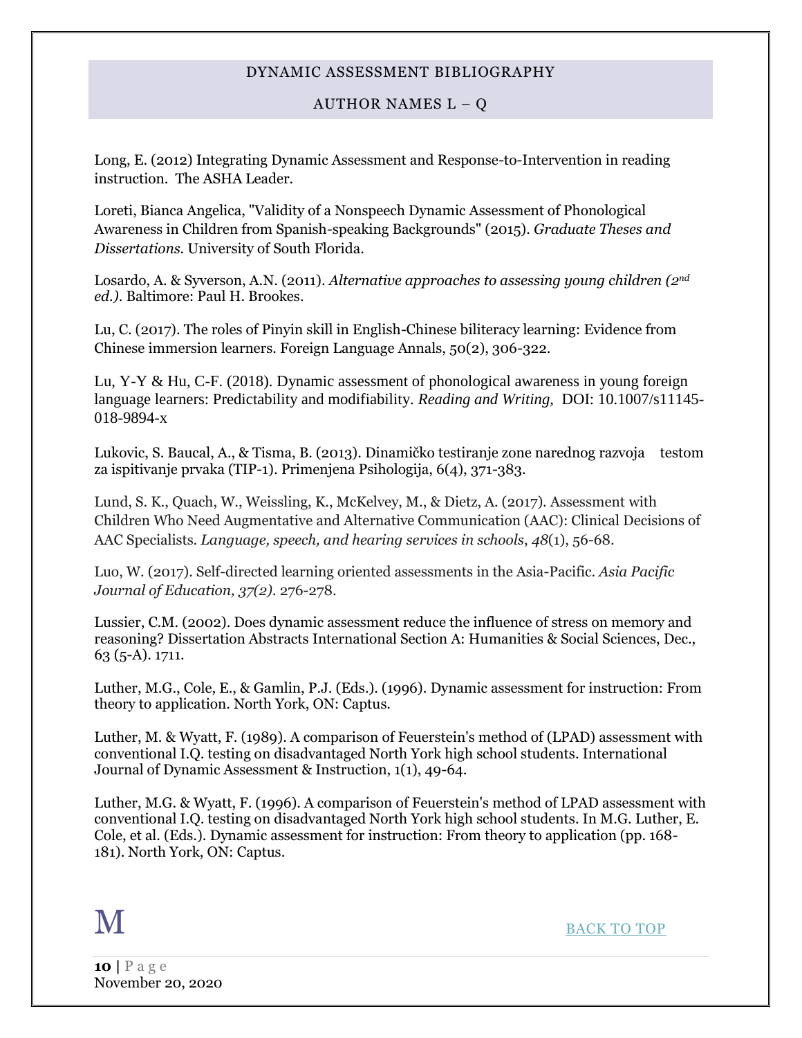Long, E. (2012) Integrating Dynamic Assessment and Response-to-Intervention in reading instruction. The ASHA Leader.

Loreti, Bianca Angelica, "Validity of a Nonspeech Dynamic Assessment of Phonological Awareness in Children from Spanish-speaking Backgrounds" (2015). *Graduate Theses and Dissertations.* University of South Florida.

Losardo, A. & Syverson, A.N. (2011). *Alternative approaches to assessing young children (2nd ed.).* Baltimore: Paul H. Brookes.

Lu, C. (2017). The roles of Pinyin skill in English-Chinese biliteracy learning: Evidence from Chinese immersion learners. Foreign Language Annals, 50(2), 306-322.

Lu, Y-Y & Hu, C-F. (2018). Dynamic assessment of phonological awareness in young foreign language learners: Predictability and modifiability. *Reading and Writing,* DOI: 10.1007/s11145-018-9894-x

Lukovic, S. Baucal, A., & Tisma, B. (2013). Dinamičko testiranje zone narednog razvoja testom za ispitivanje prvaka (TIP-1). Primenjena Psihologija, 6(4), 371-383.

Lund, S. K., Quach, W., Weissling, K., McKelvey, M., & Dietz, A. (2017). Assessment with Children Who Need Augmentative and Alternative Communication (AAC): Clinical Decisions of AAC Specialists. *Language, speech, and hearing services in schools*, *48*(1), 56-68.

Luo, W. (2017). Self-directed learning oriented assessments in the Asia-Pacific. *Asia Pacific Journal of Education, 37(2).* 276-278.

Lussier, C.M. (2002). Does dynamic assessment reduce the influence of stress on memory and reasoning? Dissertation Abstracts International Section A: Humanities & Social Sciences, Dec., 63 (5-A). 1711.

Luther, M.G., Cole, E., & Gamlin, P.J. (Eds.). (1996). Dynamic assessment for instruction: From theory to application. North York, ON: Captus.

Luther, M. & Wyatt, F. (1989). A comparison of Feuerstein's method of (LPAD) assessment with conventional I.Q. testing on disadvantaged North York high school students. International Journal of Dynamic Assessment & Instruction, 1(1), 49-64.

Luther, M.G. & Wyatt, F. (1996). A comparison of Feuerstein's method of LPAD assessment with conventional I.Q. testing on disadvantaged North York high school students. In M.G. Luther, E. Cole, et al. (Eds.). Dynamic assessment for instruction: From theory to application (pp. 168-181). North York, ON: Captus.

# M

BACK TO TOP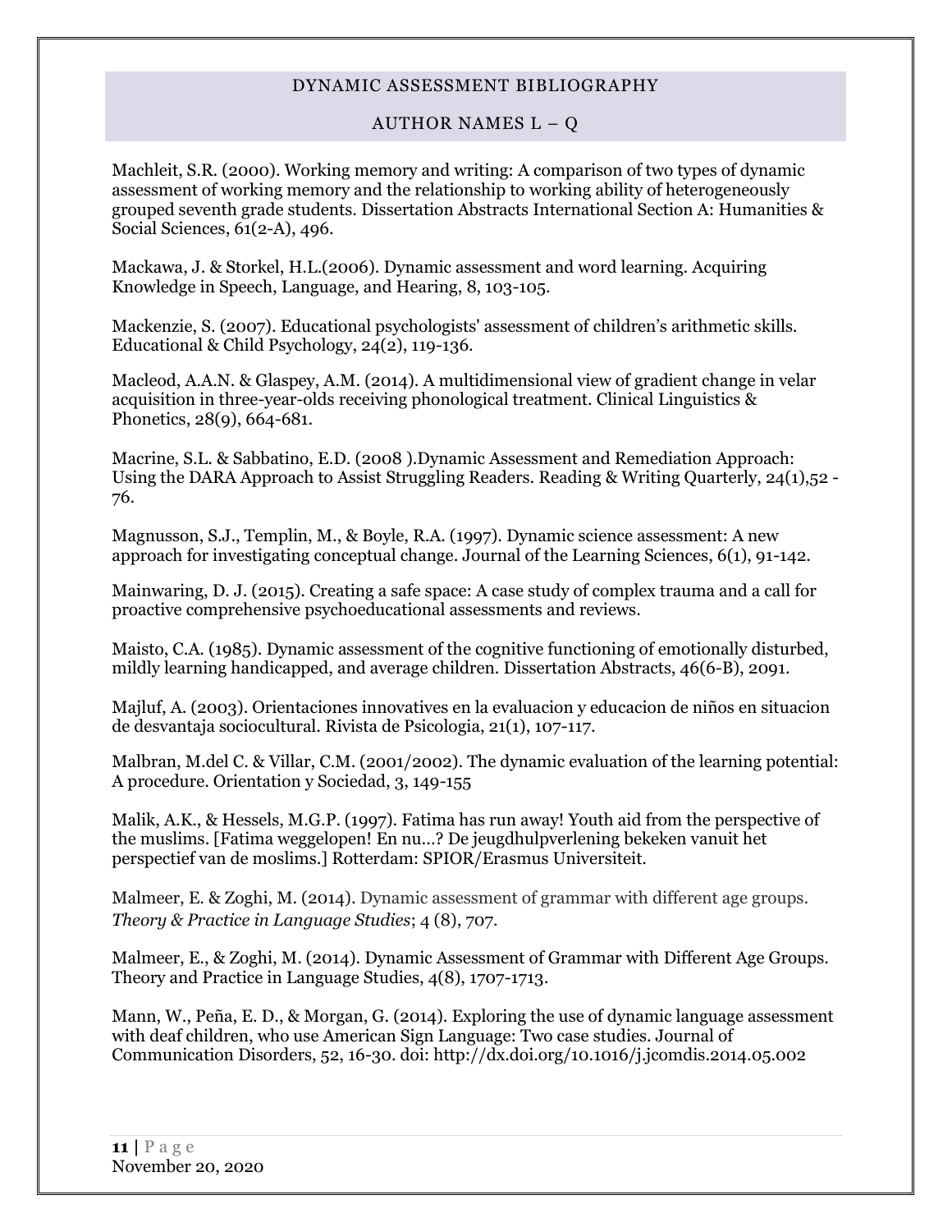## DYNAMIC ASSESSMENT BIBLIOGRAPHY

## AUTHOR NAMES L – Q

Machleit, S.R. (2000). Working memory and writing: A comparison of two types of dynamic assessment of working memory and the relationship to working ability of heterogeneously grouped seventh grade students. Dissertation Abstracts International Section A: Humanities & Social Sciences, 61(2-A), 496.

Mackawa, J. & Storkel, H.L.(2006). Dynamic assessment and word learning. Acquiring Knowledge in Speech, Language, and Hearing, 8, 103-105.

Mackenzie, S. (2007). Educational psychologists' assessment of children's arithmetic skills. Educational & Child Psychology, 24(2), 119-136.

Macleod, A.A.N. & Glaspey, A.M. (2014). A multidimensional view of gradient change in velar acquisition in three-year-olds receiving phonological treatment. Clinical Linguistics & Phonetics, 28(9), 664-681.

Macrine, S.L. & Sabbatino, E.D. (2008 ).Dynamic Assessment and Remediation Approach: Using the DARA Approach to Assist Struggling Readers. Reading & Writing Quarterly, 24(1),52 - 76.

Magnusson, S.J., Templin, M., & Boyle, R.A. (1997). Dynamic science assessment: A new approach for investigating conceptual change. Journal of the Learning Sciences, 6(1), 91-142.

Mainwaring, D. J. (2015). Creating a safe space: A case study of complex trauma and a call for proactive comprehensive psychoeducational assessments and reviews.

Maisto, C.A. (1985). Dynamic assessment of the cognitive functioning of emotionally disturbed, mildly learning handicapped, and average children. Dissertation Abstracts, 46(6-B), 2091.

Majluf, A. (2003). Orientaciones innovatives en la evaluacion y educacion de niños en situacion de desvantaja sociocultural. Rivista de Psicologia, 21(1), 107-117.

Malbran, M.del C. & Villar, C.M. (2001/2002). The dynamic evaluation of the learning potential: A procedure. Orientation y Sociedad, 3, 149-155

Malik, A.K., & Hessels, M.G.P. (1997). Fatima has run away! Youth aid from the perspective of the muslims. [Fatima weggelopen! En nu...? De jeugdhulpverlening bekeken vanuit het perspectief van de moslims.] Rotterdam: SPIOR/Erasmus Universiteit.

Malmeer, E. & Zoghi, M. (2014). Dynamic assessment of grammar with different age groups. *Theory & Practice in Language Studies*; 4 (8), 707.

Malmeer, E., & Zoghi, M. (2014). Dynamic Assessment of Grammar with Different Age Groups. Theory and Practice in Language Studies, 4(8), 1707-1713.

Mann, W., Peña, E. D., & Morgan, G. (2014). Exploring the use of dynamic language assessment with deaf children, who use American Sign Language: Two case studies. Journal of Communication Disorders, 52, 16-30. doi: http://dx.doi.org/10.1016/j.jcomdis.2014.05.002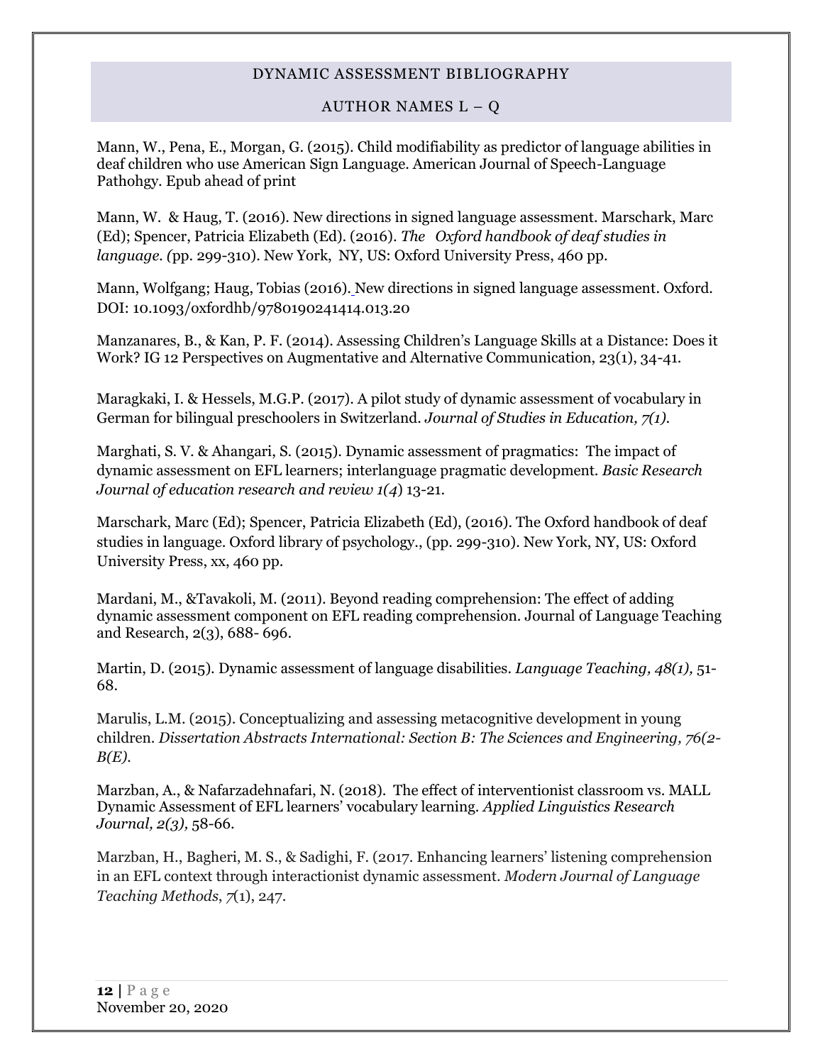Mann, W., Pena, E., Morgan, G. (2015). Child modifiability as predictor of language abilities in deaf children who use American Sign Language. American Journal of Speech-Language Pathohgy. Epub ahead of print

Mann, W. & Haug, T. (2016). New directions in signed language assessment. Marschark, Marc (Ed); Spencer, Patricia Elizabeth (Ed). (2016). *The Oxford handbook of deaf studies in language. (*pp. 299-310). New York, NY, US: Oxford University Press, 460 pp.

Mann, Wolfgang; Haug, Tobias (2016). New directions in signed language assessment. Oxford. DOI: 10.1093/oxfordhb/9780190241414.013.20

Manzanares, B., & Kan, P. F. (2014). Assessing Children's Language Skills at a Distance: Does it Work? IG 12 Perspectives on Augmentative and Alternative Communication, 23(1), 34-41.

Maragkaki, I. & Hessels, M.G.P. (2017). A pilot study of dynamic assessment of vocabulary in German for bilingual preschoolers in Switzerland. *Journal of Studies in Education, 7(1).*

Marghati, S. V. & Ahangari, S. (2015). Dynamic assessment of pragmatics: The impact of dynamic assessment on EFL learners; interlanguage pragmatic development. *Basic Research Journal of education research and review 1(4*) 13-21.

Marschark, Marc (Ed); Spencer, Patricia Elizabeth (Ed), (2016). The Oxford handbook of deaf studies in language. Oxford library of psychology., (pp. 299-310). New York, NY, US: Oxford University Press, xx, 460 pp.

Mardani, M., &Tavakoli, M. (2011). Beyond reading comprehension: The effect of adding dynamic assessment component on EFL reading comprehension. Journal of Language Teaching and Research, 2(3), 688- 696.

Martin, D. (2015). Dynamic assessment of language disabilities. *Language Teaching, 48(1),* 51-68.

Marulis, L.M. (2015). Conceptualizing and assessing metacognitive development in young children. *Dissertation Abstracts International: Section B: The Sciences and Engineering, 76(2-B(E).*

Marzban, A., & Nafarzadehnafari, N. (2018). The effect of interventionist classroom vs. MALL Dynamic Assessment of EFL learners' vocabulary learning. *Applied Linguistics Research Journal, 2(3),* 58-66.

Marzban, H., Bagheri, M. S., & Sadighi, F. (2017. Enhancing learners' listening comprehension in an EFL context through interactionist dynamic assessment. *Modern Journal of Language Teaching Methods*, *7*(1), 247.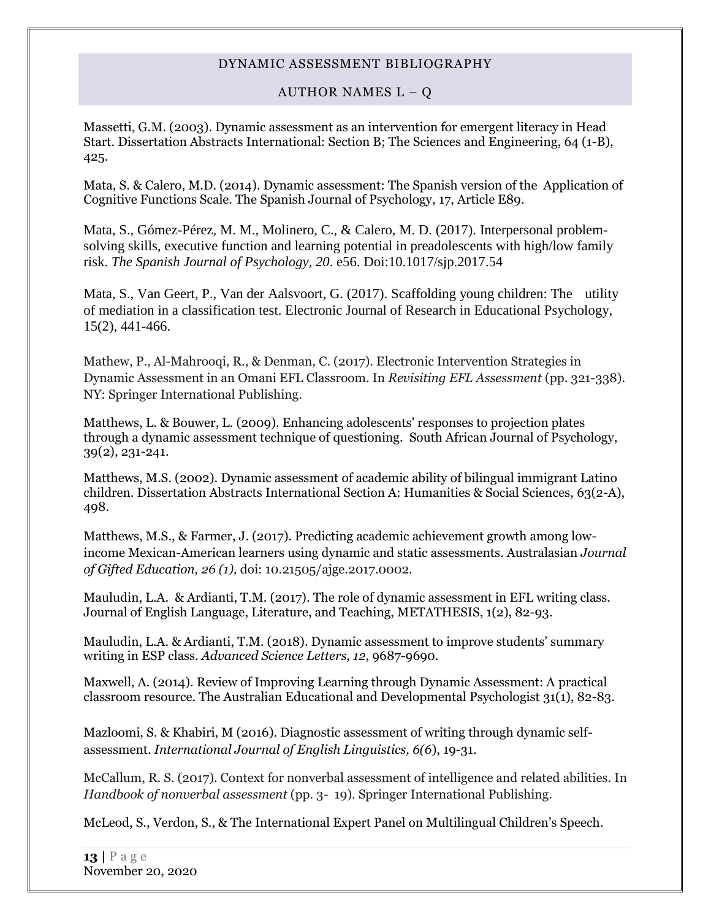Massetti, G.M. (2003). Dynamic assessment as an intervention for emergent literacy in Head Start. Dissertation Abstracts International: Section B; The Sciences and Engineering, 64 (1-B), 425.

Mata, S. & Calero, M.D. (2014). Dynamic assessment: The Spanish version of the Application of Cognitive Functions Scale. The Spanish Journal of Psychology, 17, Article E89.

Mata, S., Gómez-Pérez, M. M., Molinero, C., & Calero, M. D. (2017). Interpersonal problem-solving skills, executive function and learning potential in preadolescents with high/low family risk. *The Spanish Journal of Psychology, 20*. e56. Doi:10.1017/sjp.2017.54

Mata, S., Van Geert, P., Van der Aalsvoort, G. (2017). Scaffolding young children: The utility of mediation in a classification test. Electronic Journal of Research in Educational Psychology, 15(2), 441-466.

Mathew, P., Al-Mahrooqi, R., & Denman, C. (2017). Electronic Intervention Strategies in Dynamic Assessment in an Omani EFL Classroom. In *Revisiting EFL Assessment* (pp. 321-338). NY: Springer International Publishing.

Matthews, L. & Bouwer, L. (2009). Enhancing adolescents' responses to projection plates through a dynamic assessment technique of questioning. South African Journal of Psychology, 39(2), 231-241.

Matthews, M.S. (2002). Dynamic assessment of academic ability of bilingual immigrant Latino children. Dissertation Abstracts International Section A: Humanities & Social Sciences, 63(2-A), 498.

Matthews, M.S., & Farmer, J. (2017). Predicting academic achievement growth among low-income Mexican-American learners using dynamic and static assessments. Australasian *Journal of Gifted Education, 26 (1),* doi: 10.21505/ajge.2017.0002.

Mauludin, L.A. & Ardianti, T.M. (2017). The role of dynamic assessment in EFL writing class. Journal of English Language, Literature, and Teaching, METATHESIS, 1(2), 82-93.

Mauludin, L.A. & Ardianti, T.M. (2018). Dynamic assessment to improve students' summary writing in ESP class. *Advanced Science Letters, 12*, 9687-9690.

Maxwell, A. (2014). Review of Improving Learning through Dynamic Assessment: A practical classroom resource. The Australian Educational and Developmental Psychologist 31(1), 82-83.

Mazloomi, S. & Khabiri, M (2016). Diagnostic assessment of writing through dynamic self-assessment. *International Journal of English Linguistics, 6(6*), 19-31.

McCallum, R. S. (2017). Context for nonverbal assessment of intelligence and related abilities. In *Handbook of nonverbal assessment* (pp. 3- 19). Springer International Publishing.

McLeod, S., Verdon, S., & The International Expert Panel on Multilingual Children's Speech.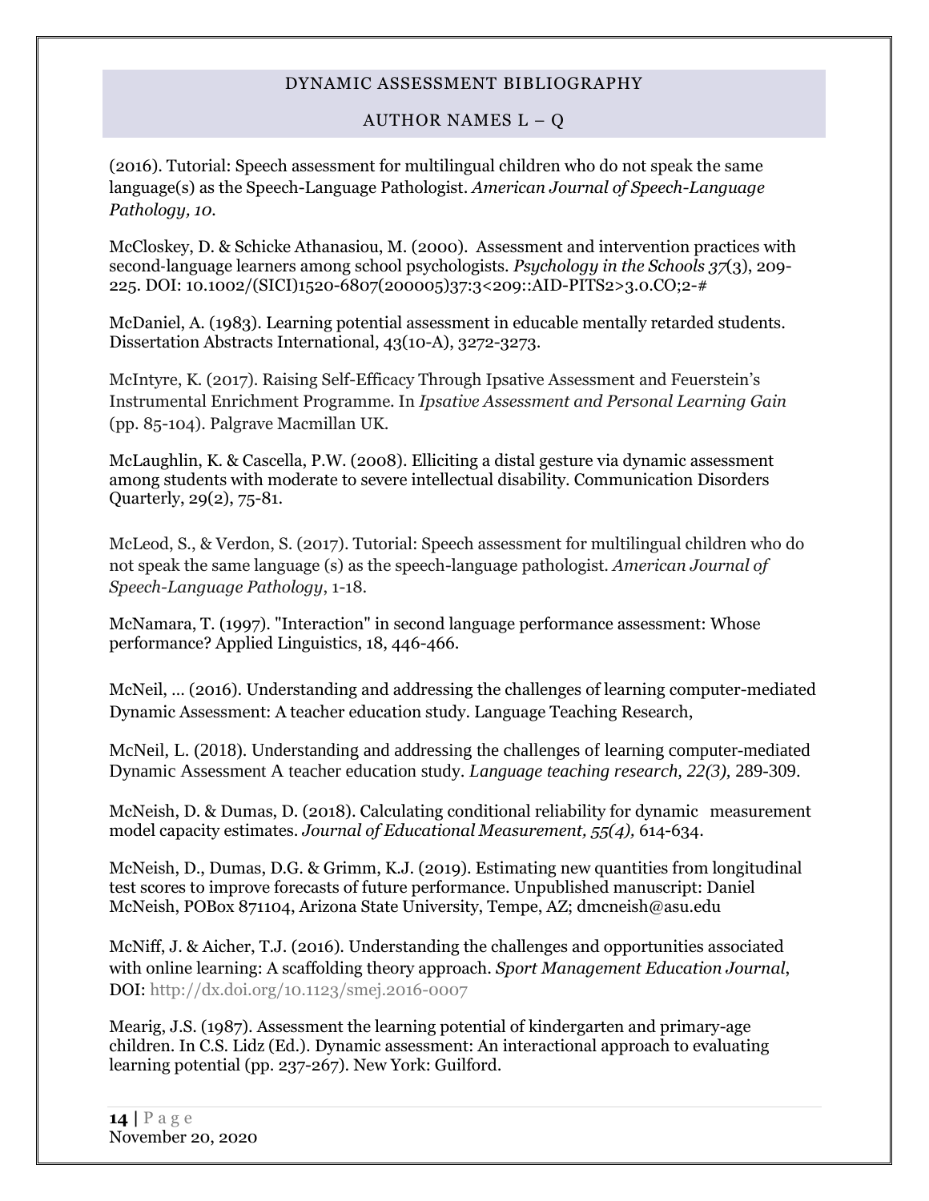(2016). Tutorial: Speech assessment for multilingual children who do not speak the same language(s) as the Speech-Language Pathologist. *American Journal of Speech-Language Pathology, 10.*

McCloskey, D. & Schicke Athanasiou, M. (2000). Assessment and intervention practices with second-language learners among school psychologists. *Psychology in the Schools 37*(3), 209-225. DOI: 10.1002/(SICI)1520-6807(200005)37:3<209::AID-PITS2>3.0.CO;2-#

McDaniel, A. (1983). Learning potential assessment in educable mentally retarded students. Dissertation Abstracts International, 43(10-A), 3272-3273.

McIntyre, K. (2017). Raising Self-Efficacy Through Ipsative Assessment and Feuerstein's Instrumental Enrichment Programme. In *Ipsative Assessment and Personal Learning Gain* (pp. 85-104). Palgrave Macmillan UK.

McLaughlin, K. & Cascella, P.W. (2008). Elliciting a distal gesture via dynamic assessment among students with moderate to severe intellectual disability. Communication Disorders Quarterly, 29(2), 75-81.

McLeod, S., & Verdon, S. (2017). Tutorial: Speech assessment for multilingual children who do not speak the same language (s) as the speech-language pathologist. *American Journal of Speech-Language Pathology*, 1-18.

McNamara, T. (1997). "Interaction" in second language performance assessment: Whose performance? Applied Linguistics, 18, 446-466.

McNeil, … (2016). Understanding and addressing the challenges of learning computer-mediated Dynamic Assessment: A teacher education study. Language Teaching Research,

McNeil, L. (2018). Understanding and addressing the challenges of learning computer-mediated Dynamic Assessment A teacher education study. *Language teaching research, 22(3),* 289-309.

McNeish, D. & Dumas, D. (2018). Calculating conditional reliability for dynamic measurement model capacity estimates. *Journal of Educational Measurement, 55(4),* 614-634.

McNeish, D., Dumas, D.G. & Grimm, K.J. (2019). Estimating new quantities from longitudinal test scores to improve forecasts of future performance. Unpublished manuscript: Daniel McNeish, POBox 871104, Arizona State University, Tempe, AZ; dmcneish@asu.edu

McNiff, J. & Aicher, T.J. (2016). Understanding the challenges and opportunities associated with online learning: A scaffolding theory approach. *Sport Management Education Journal*, DOI: http://dx.doi.org/10.1123/smej.2016-0007

Mearig, J.S. (1987). Assessment the learning potential of kindergarten and primary-age children. In C.S. Lidz (Ed.). Dynamic assessment: An interactional approach to evaluating learning potential (pp. 237-267). New York: Guilford.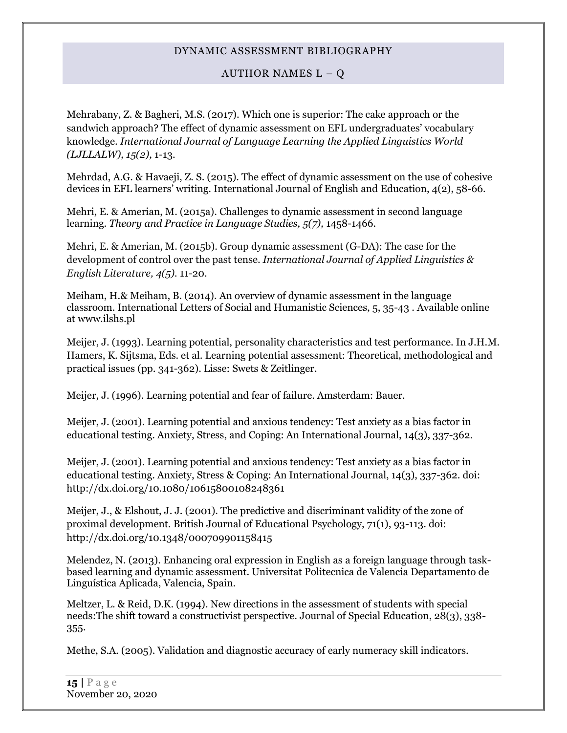Mehrabany, Z. & Bagheri, M.S. (2017). Which one is superior: The cake approach or the sandwich approach? The effect of dynamic assessment on EFL undergraduates' vocabulary knowledge. *International Journal of Language Learning the Applied Linguistics World (LJLLALW), 15(2),* 1-13.

Mehrdad, A.G. & Havaeji, Z. S. (2015). The effect of dynamic assessment on the use of cohesive devices in EFL learners' writing. International Journal of English and Education, 4(2), 58-66.

Mehri, E. & Amerian, M. (2015a). Challenges to dynamic assessment in second language learning. *Theory and Practice in Language Studies, 5(7),* 1458-1466.

Mehri, E. & Amerian, M. (2015b). Group dynamic assessment (G-DA): The case for the development of control over the past tense. *International Journal of Applied Linguistics & English Literature, 4(5).* 11-20.

Meiham, H.& Meiham, B. (2014). An overview of dynamic assessment in the language classroom. International Letters of Social and Humanistic Sciences, 5, 35-43 . Available online at www.ilshs.pl

Meijer, J. (1993). Learning potential, personality characteristics and test performance. In J.H.M. Hamers, K. Sijtsma, Eds. et al. Learning potential assessment: Theoretical, methodological and practical issues (pp. 341-362). Lisse: Swets & Zeitlinger.

Meijer, J. (1996). Learning potential and fear of failure. Amsterdam: Bauer.

Meijer, J. (2001). Learning potential and anxious tendency: Test anxiety as a bias factor in educational testing. Anxiety, Stress, and Coping: An International Journal, 14(3), 337-362.

Meijer, J. (2001). Learning potential and anxious tendency: Test anxiety as a bias factor in educational testing. Anxiety, Stress & Coping: An International Journal, 14(3), 337-362. doi: http://dx.doi.org/10.1080/10615800108248361

Meijer, J., & Elshout, J. J. (2001). The predictive and discriminant validity of the zone of proximal development. British Journal of Educational Psychology, 71(1), 93-113. doi: http://dx.doi.org/10.1348/000709901158415

Melendez, N. (2013). Enhancing oral expression in English as a foreign language through task-based learning and dynamic assessment. Universitat Politecnica de Valencia Departamento de Linguística Aplicada, Valencia, Spain.

Meltzer, L. & Reid, D.K. (1994). New directions in the assessment of students with special needs:The shift toward a constructivist perspective. Journal of Special Education, 28(3), 338-355.

Methe, S.A. (2005). Validation and diagnostic accuracy of early numeracy skill indicators.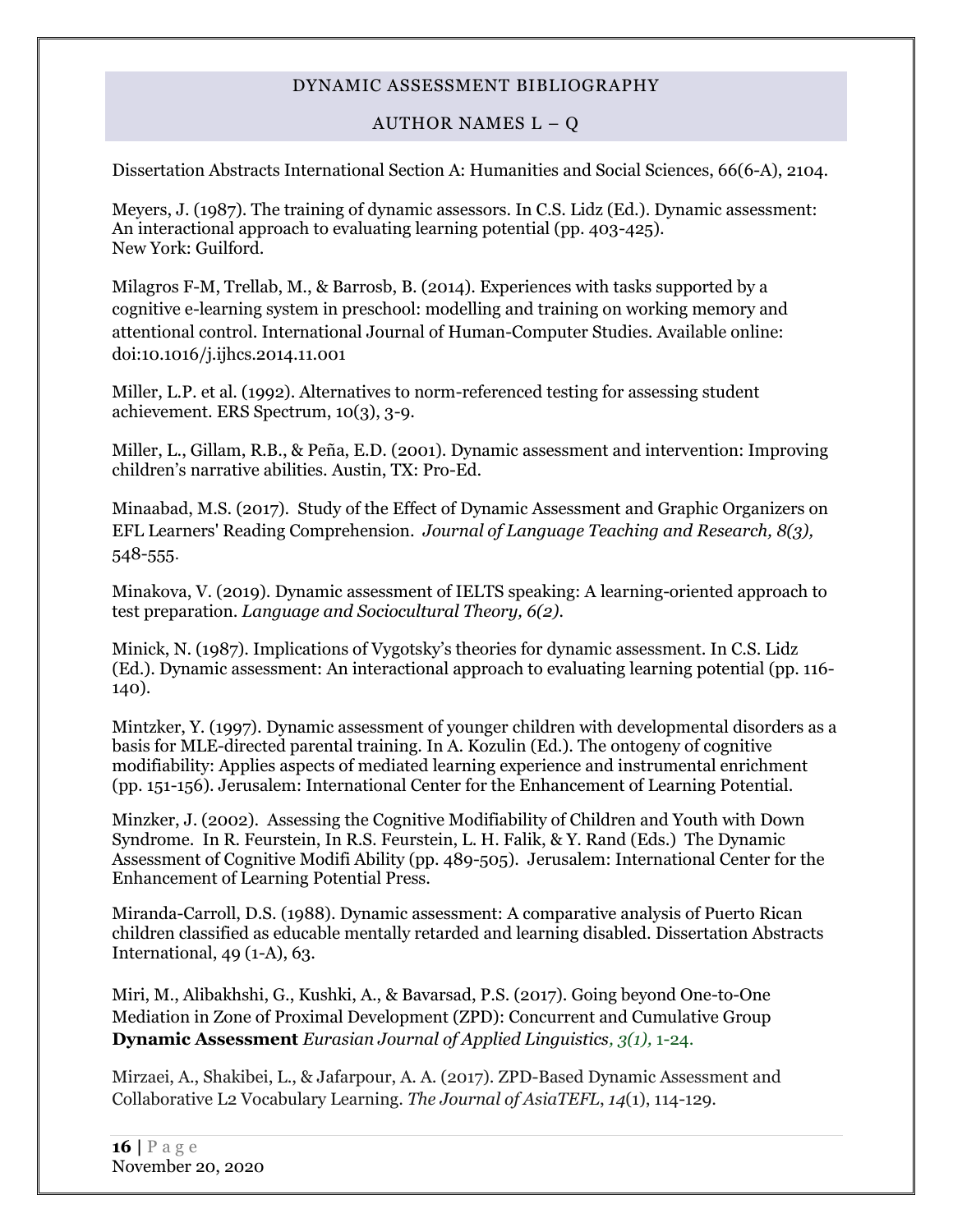Dissertation Abstracts International Section A: Humanities and Social Sciences, 66(6-A), 2104.

Meyers, J. (1987). The training of dynamic assessors. In C.S. Lidz (Ed.). Dynamic assessment: An interactional approach to evaluating learning potential (pp. 403-425). New York: Guilford.

Milagros F-M, Trellab, M., & Barrosb, B. (2014). Experiences with tasks supported by a cognitive e-learning system in preschool: modelling and training on working memory and attentional control. International Journal of Human-Computer Studies. Available online: doi:10.1016/j.ijhcs.2014.11.001

Miller, L.P. et al. (1992). Alternatives to norm-referenced testing for assessing student achievement. ERS Spectrum, 10(3), 3-9.

Miller, L., Gillam, R.B., & Peña, E.D. (2001). Dynamic assessment and intervention: Improving children's narrative abilities. Austin, TX: Pro-Ed.

Minaabad, M.S. (2017). Study of the Effect of Dynamic Assessment and Graphic Organizers on EFL Learners' Reading Comprehension. *Journal of Language Teaching and Research, 8(3),* 548-555.

Minakova, V. (2019). Dynamic assessment of IELTS speaking: A learning-oriented approach to test preparation. *Language and Sociocultural Theory, 6(2).*

Minick, N. (1987). Implications of Vygotsky's theories for dynamic assessment. In C.S. Lidz (Ed.). Dynamic assessment: An interactional approach to evaluating learning potential (pp. 116-140).

Mintzker, Y. (1997). Dynamic assessment of younger children with developmental disorders as a basis for MLE-directed parental training. In A. Kozulin (Ed.). The ontogeny of cognitive modifiability: Applies aspects of mediated learning experience and instrumental enrichment (pp. 151-156). Jerusalem: International Center for the Enhancement of Learning Potential.

Minzker, J. (2002). Assessing the Cognitive Modifiability of Children and Youth with Down Syndrome. In R. Feurstein, In R.S. Feurstein, L. H. Falik, & Y. Rand (Eds.) The Dynamic Assessment of Cognitive Modifi Ability (pp. 489-505). Jerusalem: International Center for the Enhancement of Learning Potential Press.

Miranda-Carroll, D.S. (1988). Dynamic assessment: A comparative analysis of Puerto Rican children classified as educable mentally retarded and learning disabled. Dissertation Abstracts International, 49 (1-A), 63.

Miri, M., Alibakhshi, G., Kushki, A., & Bavarsad, P.S. (2017). Going beyond One-to-One Mediation in Zone of Proximal Development (ZPD): Concurrent and Cumulative Group **Dynamic Assessment** *Eurasian Journal of Applied Linguistics, 3(1),* 1-24.

Mirzaei, A., Shakibei, L., & Jafarpour, A. A. (2017). ZPD-Based Dynamic Assessment and Collaborative L2 Vocabulary Learning. *The Journal of AsiaTEFL*, *14*(1), 114-129.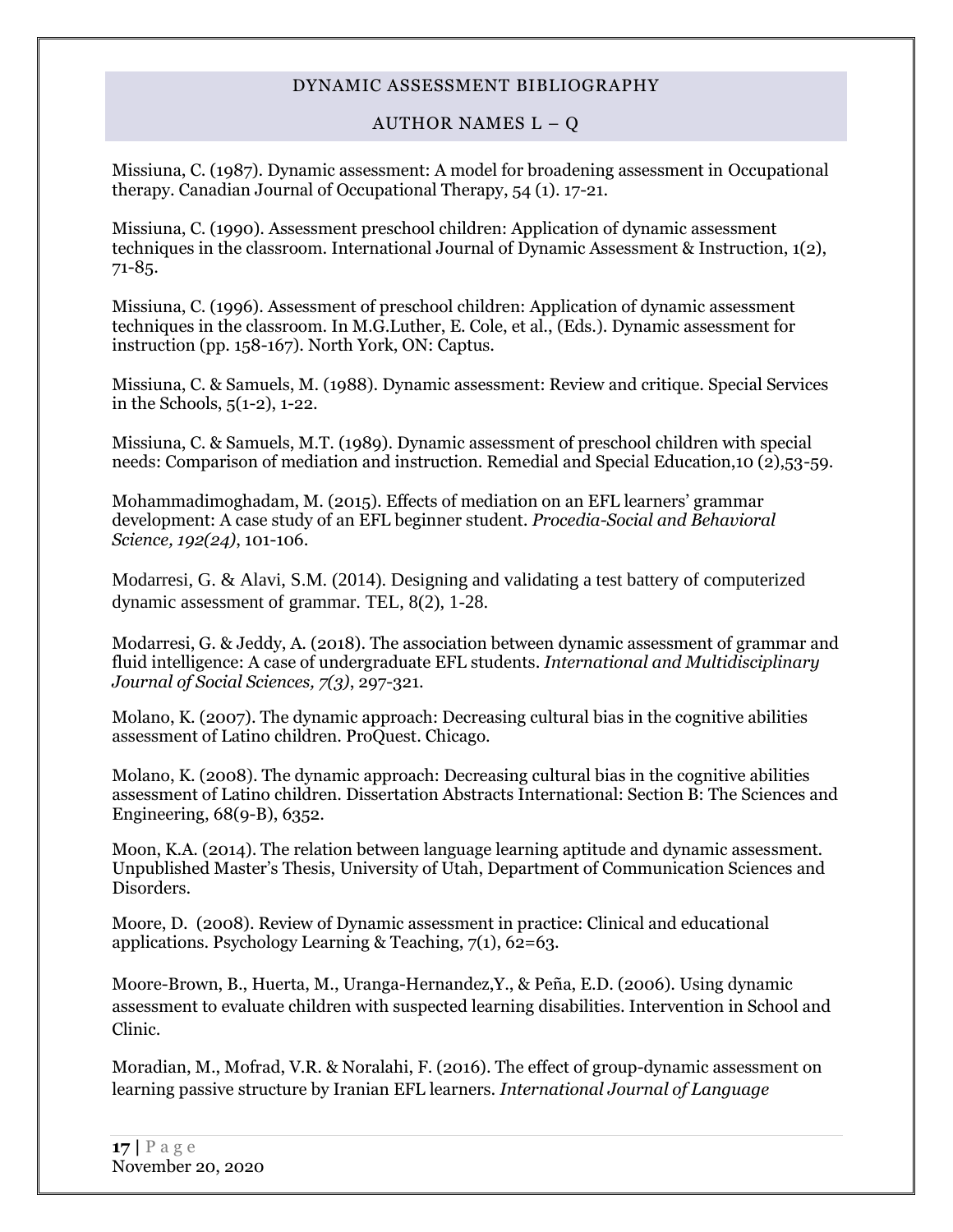Missiuna, C. (1987). Dynamic assessment: A model for broadening assessment in Occupational therapy. Canadian Journal of Occupational Therapy, 54 (1). 17-21.

Missiuna, C. (1990). Assessment preschool children: Application of dynamic assessment techniques in the classroom. International Journal of Dynamic Assessment & Instruction, 1(2), 71-85.

Missiuna, C. (1996). Assessment of preschool children: Application of dynamic assessment techniques in the classroom. In M.G.Luther, E. Cole, et al., (Eds.). Dynamic assessment for instruction (pp. 158-167). North York, ON: Captus.

Missiuna, C. & Samuels, M. (1988). Dynamic assessment: Review and critique. Special Services in the Schools, 5(1-2), 1-22.

Missiuna, C. & Samuels, M.T. (1989). Dynamic assessment of preschool children with special needs: Comparison of mediation and instruction. Remedial and Special Education,10 (2),53-59.

Mohammadimoghadam, M. (2015). Effects of mediation on an EFL learners' grammar development: A case study of an EFL beginner student. *Procedia-Social and Behavioral Science, 192(24)*, 101-106.

Modarresi, G. & Alavi, S.M. (2014). Designing and validating a test battery of computerized dynamic assessment of grammar. TEL, 8(2), 1-28.

Modarresi, G. & Jeddy, A. (2018). The association between dynamic assessment of grammar and fluid intelligence: A case of undergraduate EFL students. *International and Multidisciplinary Journal of Social Sciences, 7(3)*, 297-321.

Molano, K. (2007). The dynamic approach: Decreasing cultural bias in the cognitive abilities assessment of Latino children. ProQuest. Chicago.

Molano, K. (2008). The dynamic approach: Decreasing cultural bias in the cognitive abilities assessment of Latino children. Dissertation Abstracts International: Section B: The Sciences and Engineering, 68(9-B), 6352.

Moon, K.A. (2014). The relation between language learning aptitude and dynamic assessment. Unpublished Master's Thesis, University of Utah, Department of Communication Sciences and Disorders.

Moore, D. (2008). Review of Dynamic assessment in practice: Clinical and educational applications. Psychology Learning & Teaching, 7(1), 62=63.

Moore-Brown, B., Huerta, M., Uranga-Hernandez,Y., & Peña, E.D. (2006). Using dynamic assessment to evaluate children with suspected learning disabilities. Intervention in School and Clinic.

Moradian, M., Mofrad, V.R. & Noralahi, F. (2016). The effect of group-dynamic assessment on learning passive structure by Iranian EFL learners. *International Journal of Language*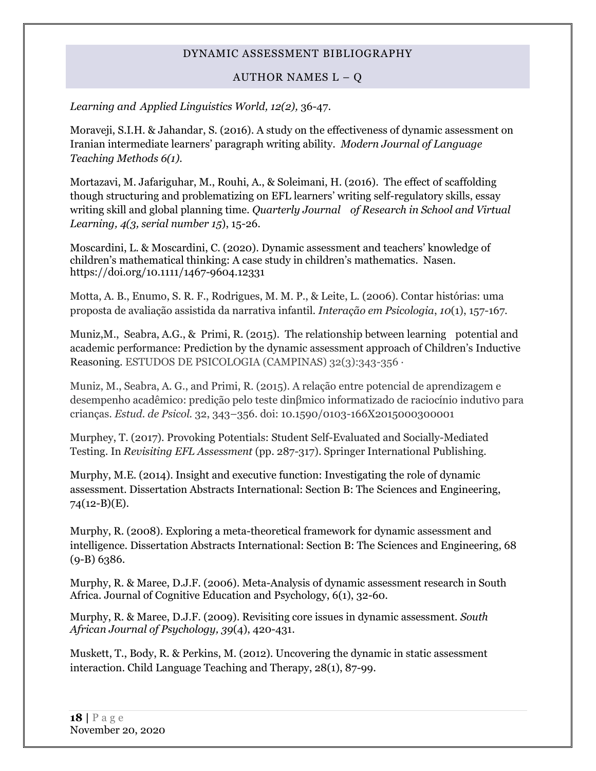*Learning and Applied Linguistics World, 12(2),* 36-47.

Moraveji, S.I.H. & Jahandar, S. (2016). A study on the effectiveness of dynamic assessment on Iranian intermediate learners' paragraph writing ability. *Modern Journal of Language Teaching Methods 6(1).*

Mortazavi, M. Jafariguhar, M., Rouhi, A., & Soleimani, H. (2016). The effect of scaffolding though structuring and problematizing on EFL learners' writing self-regulatory skills, essay writing skill and global planning time. *Quarterly Journal of Research in School and Virtual Learning, 4(3, serial number 15*), 15-26.

Moscardini, L. & Moscardini, C. (2020). Dynamic assessment and teachers' knowledge of children's mathematical thinking: A case study in children's mathematics. Nasen. https://doi.org/10.1111/1467-9604.12331

Motta, A. B., Enumo, S. R. F., Rodrigues, M. M. P., & Leite, L. (2006). Contar histórias: uma proposta de avaliação assistida da narrativa infantil. *Interação em Psicologia*, *10*(1), 157-167.

Muniz,M., Seabra, A.G., & Primi, R. (2015). The relationship between learning potential and academic performance: Prediction by the dynamic assessment approach of Children's Inductive Reasoning. ESTUDOS DE PSICOLOGIA (CAMPINAS) 32(3):343-356 ·

Muniz, M., Seabra, A. G., and Primi, R. (2015). A relação entre potencial de aprendizagem e desempenho acadêmico: predição pelo teste dinβmico informatizado de raciocínio indutivo para crianças. *Estud. de Psicol.* 32, 343–356. doi: 10.1590/0103-166X2015000300001

Murphey, T. (2017). Provoking Potentials: Student Self-Evaluated and Socially-Mediated Testing. In *Revisiting EFL Assessment* (pp. 287-317). Springer International Publishing.

Murphy, M.E. (2014). Insight and executive function: Investigating the role of dynamic assessment. Dissertation Abstracts International: Section B: The Sciences and Engineering, 74(12-B)(E).

Murphy, R. (2008). Exploring a meta-theoretical framework for dynamic assessment and intelligence. Dissertation Abstracts International: Section B: The Sciences and Engineering, 68 (9-B) 6386.

Murphy, R. & Maree, D.J.F. (2006). Meta-Analysis of dynamic assessment research in South Africa. Journal of Cognitive Education and Psychology, 6(1), 32-60.

Murphy, R. & Maree, D.J.F. (2009). Revisiting core issues in dynamic assessment. *South African Journal of Psychology, 39*(4), 420-431.

Muskett, T., Body, R. & Perkins, M. (2012). Uncovering the dynamic in static assessment interaction. Child Language Teaching and Therapy, 28(1), 87-99.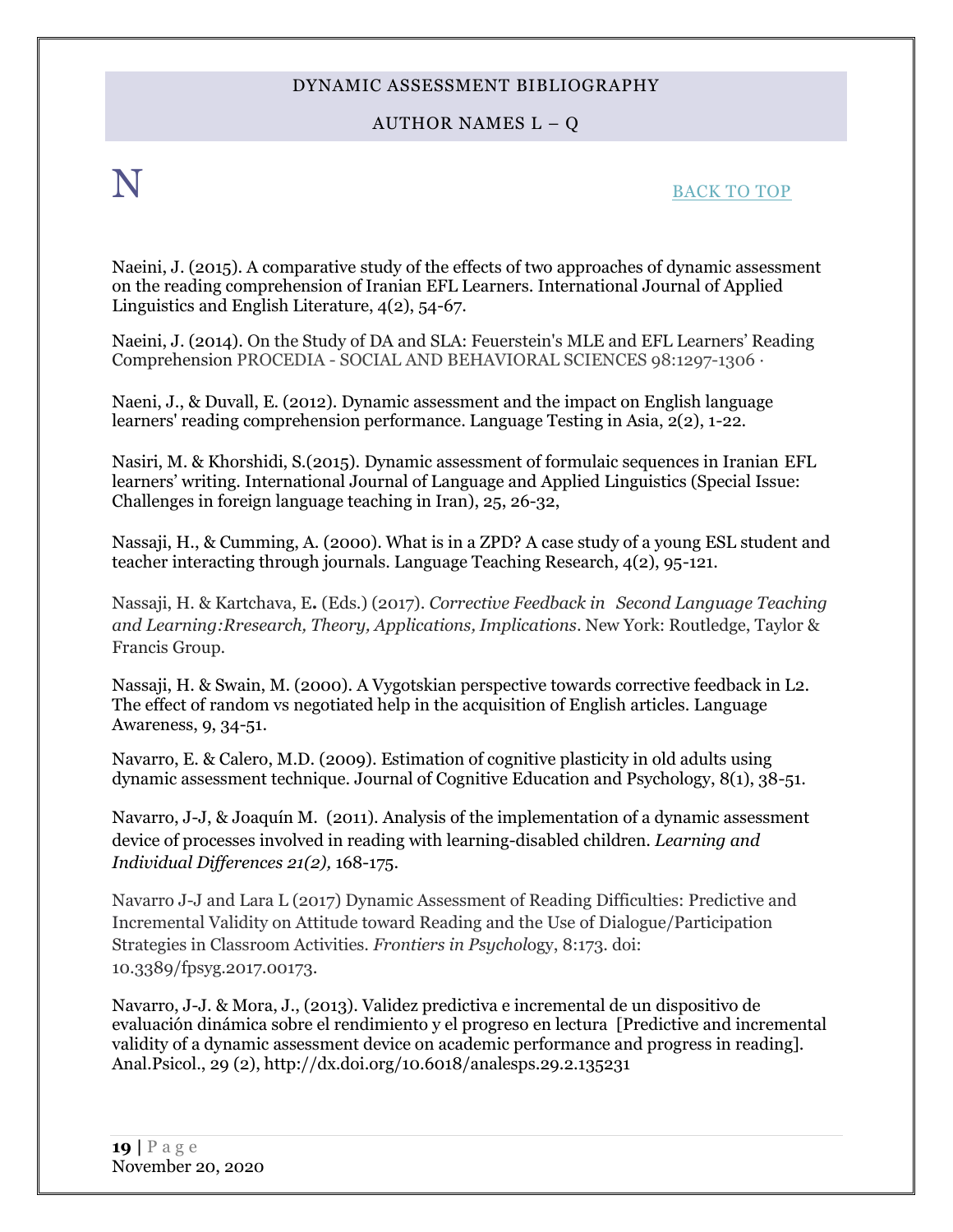# N

BACK TO TOP

Naeini, J. (2015). A comparative study of the effects of two approaches of dynamic assessment on the reading comprehension of Iranian EFL Learners. International Journal of Applied Linguistics and English Literature, 4(2), 54-67.

Naeini, J. (2014). On the Study of DA and SLA: Feuerstein's MLE and EFL Learners' Reading Comprehension PROCEDIA - SOCIAL AND BEHAVIORAL SCIENCES 98:1297-1306 ·

Naeni, J., & Duvall, E. (2012). Dynamic assessment and the impact on English language learners' reading comprehension performance. Language Testing in Asia, 2(2), 1-22.

Nasiri, M. & Khorshidi, S.(2015). Dynamic assessment of formulaic sequences in Iranian EFL learners' writing. International Journal of Language and Applied Linguistics (Special Issue: Challenges in foreign language teaching in Iran), 25, 26-32,

Nassaji, H., & Cumming, A. (2000). What is in a ZPD? A case study of a young ESL student and teacher interacting through journals. Language Teaching Research, 4(2), 95-121.

Nassaji, H. & Kartchava, E**.** (Eds.) (2017). *Corrective Feedback in Second Language Teaching and Learning:Rresearch, Theory, Applications, Implications*. New York: Routledge, Taylor & Francis Group.

Nassaji, H. & Swain, M. (2000). A Vygotskian perspective towards corrective feedback in L2. The effect of random vs negotiated help in the acquisition of English articles. Language Awareness, 9, 34-51.

Navarro, E. & Calero, M.D. (2009). Estimation of cognitive plasticity in old adults using dynamic assessment technique. Journal of Cognitive Education and Psychology, 8(1), 38-51.

Navarro, J-J, & Joaquín M. (2011). Analysis of the implementation of a dynamic assessment device of processes involved in reading with learning-disabled children. *Learning and Individual Differences 21(2),* 168-175.

Navarro J-J and Lara L (2017) Dynamic Assessment of Reading Difficulties: Predictive and Incremental Validity on Attitude toward Reading and the Use of Dialogue/Participation Strategies in Classroom Activities. *Frontiers in Psychol*ogy, 8:173. doi: 10.3389/fpsyg.2017.00173.

Navarro, J-J. & Mora, J., (2013). Validez predictiva e incremental de un dispositivo de evaluación dinámica sobre el rendimiento y el progreso en lectura [Predictive and incremental validity of a dynamic assessment device on academic performance and progress in reading]. Anal.Psicol., 29 (2), http://dx.doi.org/10.6018/analesps.29.2.135231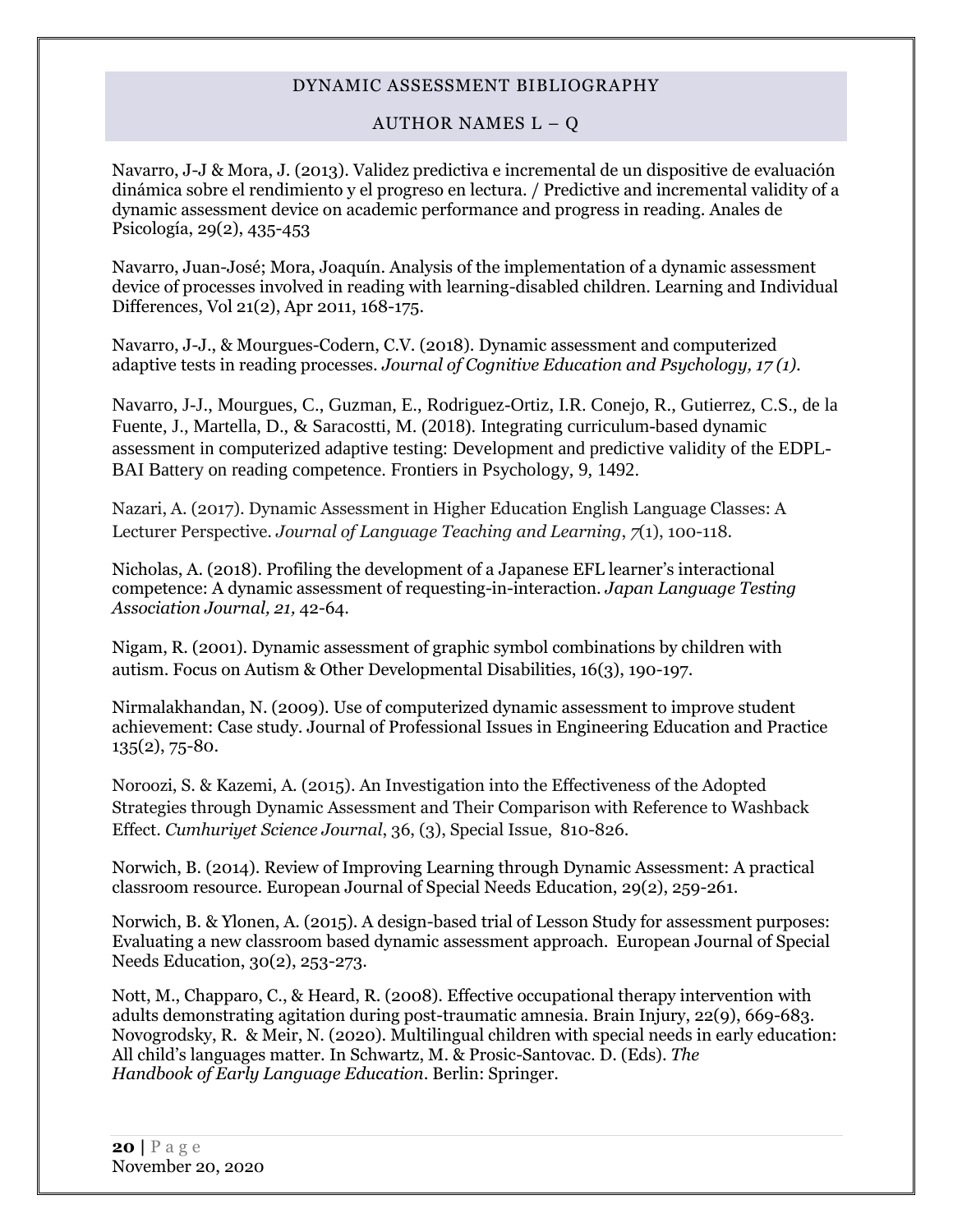Navarro, J-J & Mora, J. (2013). Validez predictiva e incremental de un dispositive de evaluación dinámica sobre el rendimiento y el progreso en lectura. / Predictive and incremental validity of a dynamic assessment device on academic performance and progress in reading. Anales de Psicología, 29(2), 435-453

Navarro, Juan-José; Mora, Joaquín. Analysis of the implementation of a dynamic assessment device of processes involved in reading with learning-disabled children. Learning and Individual Differences, Vol 21(2), Apr 2011, 168-175.

Navarro, J-J., & Mourgues-Codern, C.V. (2018). Dynamic assessment and computerized adaptive tests in reading processes. *Journal of Cognitive Education and Psychology, 17 (1).*

Navarro, J-J., Mourgues, C., Guzman, E., Rodriguez-Ortiz, I.R. Conejo, R., Gutierrez, C.S., de la Fuente, J., Martella, D., & Saracostti, M. (2018). Integrating curriculum-based dynamic assessment in computerized adaptive testing: Development and predictive validity of the EDPL-BAI Battery on reading competence. Frontiers in Psychology, 9, 1492.

Nazari, A. (2017). Dynamic Assessment in Higher Education English Language Classes: A Lecturer Perspective. *Journal of Language Teaching and Learning*, *7*(1), 100-118.

Nicholas, A. (2018). Profiling the development of a Japanese EFL learner's interactional competence: A dynamic assessment of requesting-in-interaction. *Japan Language Testing Association Journal, 21,* 42-64.

Nigam, R. (2001). Dynamic assessment of graphic symbol combinations by children with autism. Focus on Autism & Other Developmental Disabilities, 16(3), 190-197.

Nirmalakhandan, N. (2009). Use of computerized dynamic assessment to improve student achievement: Case study. Journal of Professional Issues in Engineering Education and Practice 135(2), 75-80.

Noroozi, S. & Kazemi, A. (2015). An Investigation into the Effectiveness of the Adopted Strategies through Dynamic Assessment and Their Comparison with Reference to Washback Effect. *Cumhuriyet Science Journal*, 36, (3), Special Issue, 810-826.

Norwich, B. (2014). Review of Improving Learning through Dynamic Assessment: A practical classroom resource. European Journal of Special Needs Education, 29(2), 259-261.

Norwich, B. & Ylonen, A. (2015). A design-based trial of Lesson Study for assessment purposes: Evaluating a new classroom based dynamic assessment approach. European Journal of Special Needs Education, 30(2), 253-273.

Nott, M., Chapparo, C., & Heard, R. (2008). Effective occupational therapy intervention with adults demonstrating agitation during post-traumatic amnesia. Brain Injury, 22(9), 669-683.

Novogrodsky, R. & Meir, N. (2020). Multilingual children with special needs in early education: All child's languages matter. In Schwartz, M. & Prosic-Santovac. D. (Eds). *The Handbook of Early Language Education*. Berlin: Springer.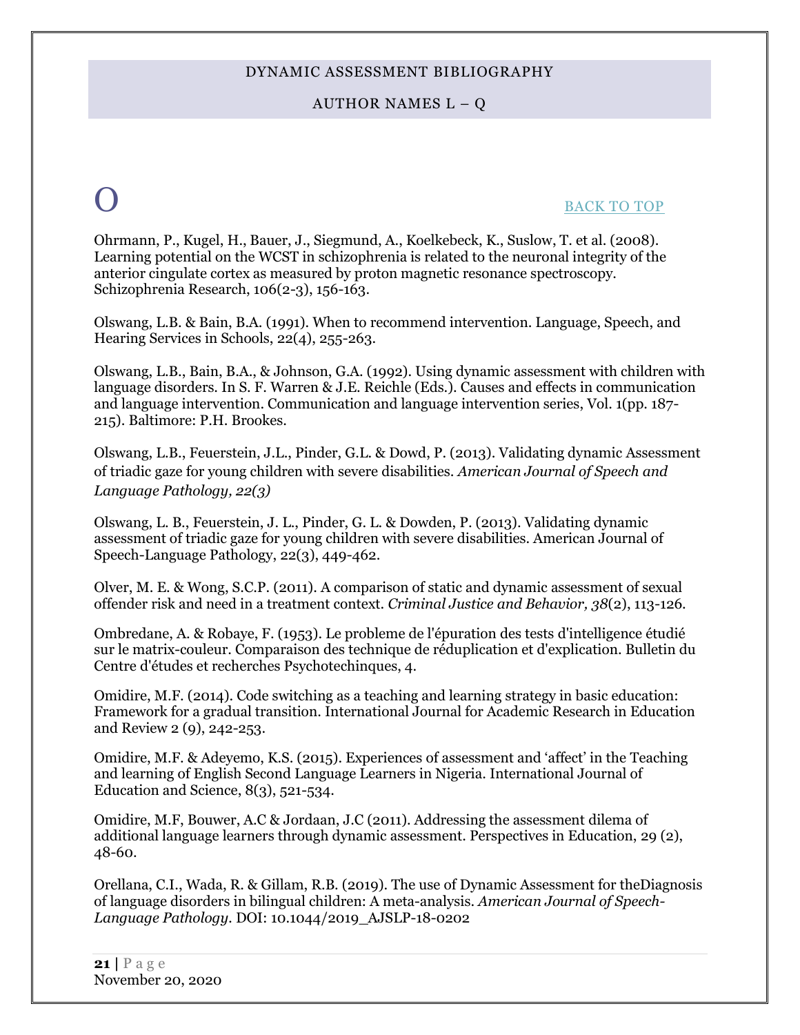# O

[BACK TO TOP]

Ohrmann, P., Kugel, H., Bauer, J., Siegmund, A., Koelkebeck, K., Suslow, T. et al. (2008). Learning potential on the WCST in schizophrenia is related to the neuronal integrity of the anterior cingulate cortex as measured by proton magnetic resonance spectroscopy. Schizophrenia Research, 106(2-3), 156-163.

Olswang, L.B. & Bain, B.A. (1991). When to recommend intervention. Language, Speech, and Hearing Services in Schools, 22(4), 255-263.

Olswang, L.B., Bain, B.A., & Johnson, G.A. (1992). Using dynamic assessment with children with language disorders. In S. F. Warren & J.E. Reichle (Eds.). Causes and effects in communication and language intervention. Communication and language intervention series, Vol. 1(pp. 187-215). Baltimore: P.H. Brookes.

Olswang, L.B., Feuerstein, J.L., Pinder, G.L. & Dowd, P. (2013). Validating dynamic Assessment of triadic gaze for young children with severe disabilities. *American Journal of Speech and Language Pathology, 22(3)*

Olswang, L. B., Feuerstein, J. L., Pinder, G. L. & Dowden, P. (2013). Validating dynamic assessment of triadic gaze for young children with severe disabilities. American Journal of Speech-Language Pathology, 22(3), 449-462.

Olver, M. E. & Wong, S.C.P. (2011). A comparison of static and dynamic assessment of sexual offender risk and need in a treatment context. *Criminal Justice and Behavior, 38*(2), 113-126.

Ombredane, A. & Robaye, F. (1953). Le probleme de l'épuration des tests d'intelligence étudié sur le matrix-couleur. Comparaison des technique de réduplication et d'explication. Bulletin du Centre d'études et recherches Psychotechinques, 4.

Omidire, M.F. (2014). Code switching as a teaching and learning strategy in basic education: Framework for a gradual transition. International Journal for Academic Research in Education and Review 2 (9), 242-253.

Omidire, M.F. & Adeyemo, K.S. (2015). Experiences of assessment and 'affect' in the Teaching and learning of English Second Language Learners in Nigeria. International Journal of Education and Science, 8(3), 521-534.

Omidire, M.F, Bouwer, A.C & Jordaan, J.C (2011). Addressing the assessment dilema of additional language learners through dynamic assessment. Perspectives in Education, 29 (2), 48-60.

Orellana, C.I., Wada, R. & Gillam, R.B. (2019). The use of Dynamic Assessment for theDiagnosis of language disorders in bilingual children: A meta-analysis. *American Journal of Speech-Language Pathology*. DOI: 10.1044/2019_AJSLP-18-0202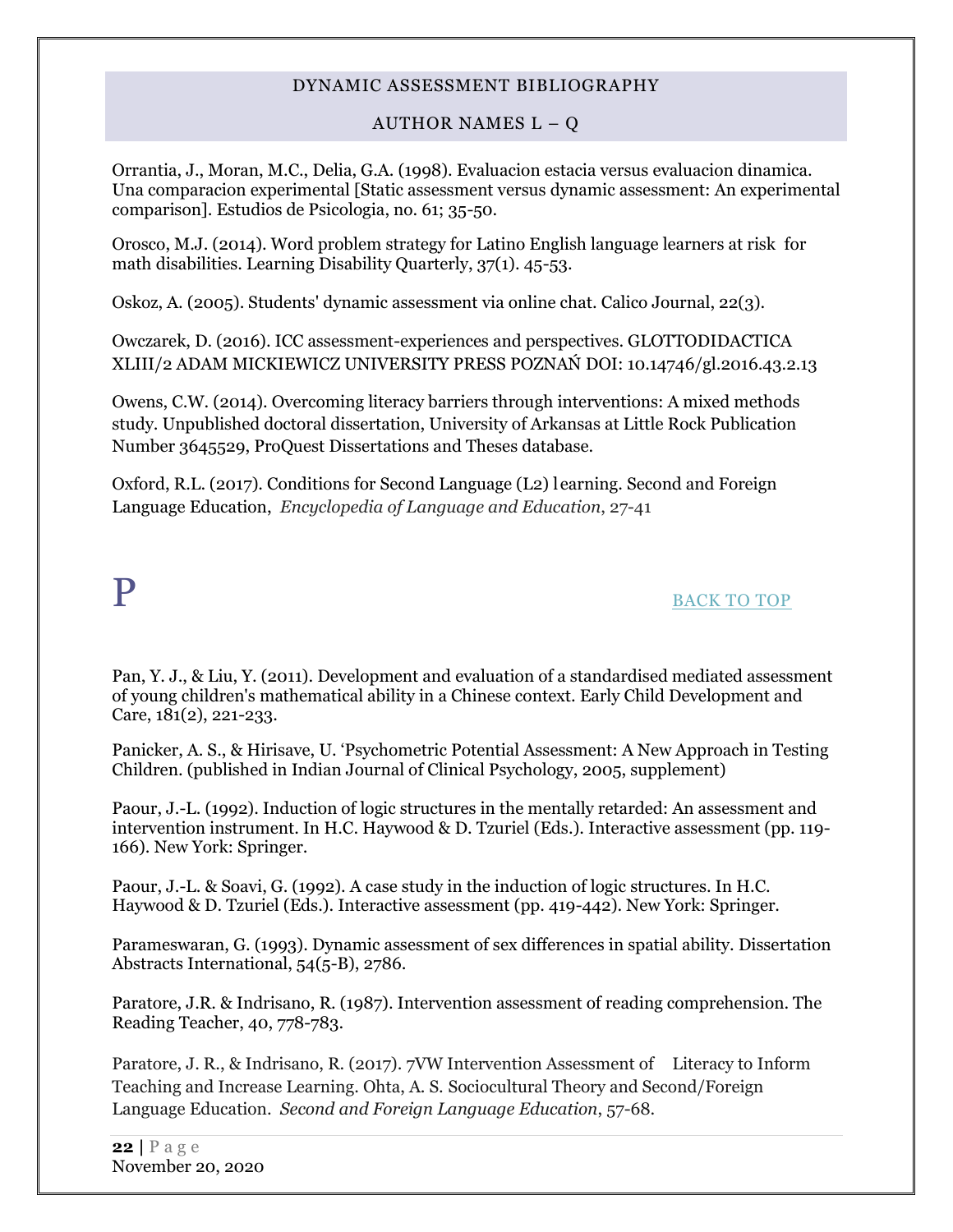Orrantia, J., Moran, M.C., Delia, G.A. (1998). Evaluacion estacia versus evaluacion dinamica. Una comparacion experimental [Static assessment versus dynamic assessment: An experimental comparison]. Estudios de Psicologia, no. 61; 35-50.

Orosco, M.J. (2014). Word problem strategy for Latino English language learners at risk for math disabilities. Learning Disability Quarterly, 37(1). 45-53.

Oskoz, A. (2005). Students' dynamic assessment via online chat. Calico Journal, 22(3).

Owczarek, D. (2016). ICC assessment-experiences and perspectives. GLOTTODIDACTICA XLIII/2 ADAM MICKIEWICZ UNIVERSITY PRESS POZNAŃ DOI: 10.14746/gl.2016.43.2.13

Owens, C.W. (2014). Overcoming literacy barriers through interventions: A mixed methods study. Unpublished doctoral dissertation, University of Arkansas at Little Rock Publication Number 3645529, ProQuest Dissertations and Theses database.

Oxford, R.L. (2017). Conditions for Second Language (L2) learning. Second and Foreign Language Education, *Encyclopedia of Language and Education*, 27-41

# P

BACK TO TOP

Pan, Y. J., & Liu, Y. (2011). Development and evaluation of a standardised mediated assessment of young children's mathematical ability in a Chinese context. Early Child Development and Care, 181(2), 221-233.

Panicker, A. S., & Hirisave, U. 'Psychometric Potential Assessment: A New Approach in Testing Children. (published in Indian Journal of Clinical Psychology, 2005, supplement)

Paour, J.-L. (1992). Induction of logic structures in the mentally retarded: An assessment and intervention instrument. In H.C. Haywood & D. Tzuriel (Eds.). Interactive assessment (pp. 119-166). New York: Springer.

Paour, J.-L. & Soavi, G. (1992). A case study in the induction of logic structures. In H.C. Haywood & D. Tzuriel (Eds.). Interactive assessment (pp. 419-442). New York: Springer.

Parameswaran, G. (1993). Dynamic assessment of sex differences in spatial ability. Dissertation Abstracts International, 54(5-B), 2786.

Paratore, J.R. & Indrisano, R. (1987). Intervention assessment of reading comprehension. The Reading Teacher, 40, 778-783.

Paratore, J. R., & Indrisano, R. (2017). 7VW Intervention Assessment of Literacy to Inform Teaching and Increase Learning. Ohta, A. S. Sociocultural Theory and Second/Foreign Language Education. *Second and Foreign Language Education*, 57-68.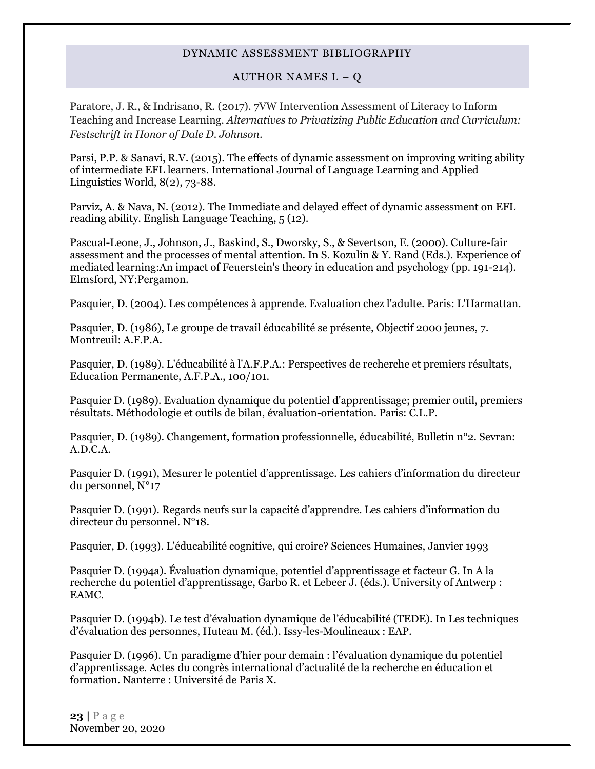Paratore, J. R., & Indrisano, R. (2017). 7VW Intervention Assessment of Literacy to Inform Teaching and Increase Learning. *Alternatives to Privatizing Public Education and Curriculum: Festschrift in Honor of Dale D. Johnson*.

Parsi, P.P. & Sanavi, R.V. (2015). The effects of dynamic assessment on improving writing ability of intermediate EFL learners. International Journal of Language Learning and Applied Linguistics World, 8(2), 73-88.

Parviz, A. & Nava, N. (2012). The Immediate and delayed effect of dynamic assessment on EFL reading ability. English Language Teaching, 5 (12).

Pascual-Leone, J., Johnson, J., Baskind, S., Dworsky, S., & Severtson, E. (2000). Culture-fair assessment and the processes of mental attention. In S. Kozulin & Y. Rand (Eds.). Experience of mediated learning:An impact of Feuerstein's theory in education and psychology (pp. 191-214). Elmsford, NY:Pergamon.

Pasquier, D. (2004). Les compétences à apprende. Evaluation chez l'adulte. Paris: L'Harmattan.

Pasquier, D. (1986), Le groupe de travail éducabilité se présente, Objectif 2000 jeunes, 7. Montreuil: A.F.P.A.

Pasquier, D. (1989). L'éducabilité à l'A.F.P.A.: Perspectives de recherche et premiers résultats, Education Permanente, A.F.P.A., 100/101.

Pasquier D. (1989). Evaluation dynamique du potentiel d'apprentissage; premier outil, premiers résultats. Méthodologie et outils de bilan, évaluation-orientation. Paris: C.L.P.

Pasquier, D. (1989). Changement, formation professionnelle, éducabilité, Bulletin n°2. Sevran: A.D.C.A.

Pasquier D. (1991), Mesurer le potentiel d'apprentissage. Les cahiers d'information du directeur du personnel, N°17

Pasquier D. (1991). Regards neufs sur la capacité d'apprendre. Les cahiers d'information du directeur du personnel. N°18.

Pasquier, D. (1993). L'éducabilité cognitive, qui croire? Sciences Humaines, Janvier 1993

Pasquier D. (1994a). Évaluation dynamique, potentiel d'apprentissage et facteur G. In A la recherche du potentiel d'apprentissage, Garbo R. et Lebeer J. (éds.). University of Antwerp : EAMC.

Pasquier D. (1994b). Le test d'évaluation dynamique de l'éducabilité (TEDE). In Les techniques d'évaluation des personnes, Huteau M. (éd.). Issy-les-Moulineaux : EAP.

Pasquier D. (1996). Un paradigme d'hier pour demain : l'évaluation dynamique du potentiel d'apprentissage. Actes du congrès international d'actualité de la recherche en éducation et formation. Nanterre : Université de Paris X.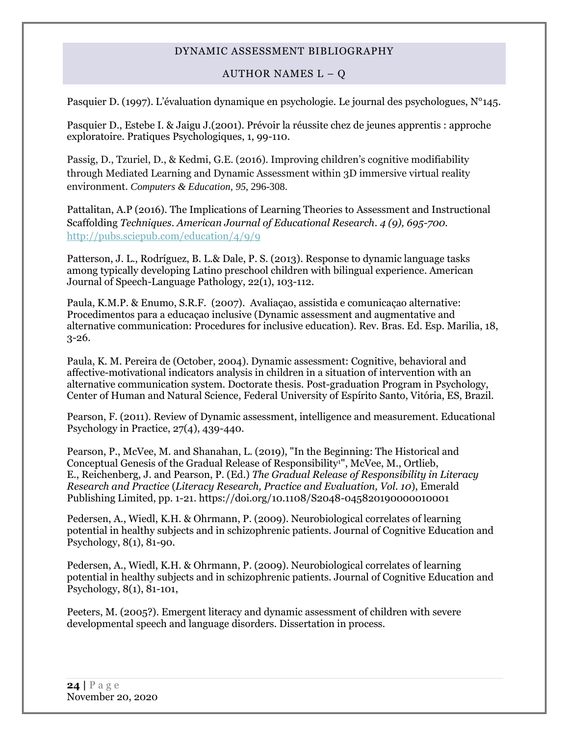Pasquier D. (1997). L'évaluation dynamique en psychologie. Le journal des psychologues, N°145.

Pasquier D., Estebe I. & Jaigu J.(2001). Prévoir la réussite chez de jeunes apprentis : approche exploratoire. Pratiques Psychologiques, 1, 99-110.

Passig, D., Tzuriel, D., & Kedmi, G.E. (2016). Improving children's cognitive modifiability through Mediated Learning and Dynamic Assessment within 3D immersive virtual reality environment. *Computers & Education, 95,* 296-308.

Pattalitan, A.P (2016). The Implications of Learning Theories to Assessment and Instructional Scaffolding *Techniques. American Journal of Educational Research. 4 (9), 695-700.* http://pubs.sciepub.com/education/4/9/9

Patterson, J. L., Rodríguez, B. L.& Dale, P. S. (2013). Response to dynamic language tasks among typically developing Latino preschool children with bilingual experience. American Journal of Speech-Language Pathology, 22(1), 103-112.

Paula, K.M.P. & Enumo, S.R.F. (2007). Avaliaçao, assistida e comunicaçao alternative: Procedimentos para a educaçao inclusive (Dynamic assessment and augmentative and alternative communication: Procedures for inclusive education). Rev. Bras. Ed. Esp. Marilia, 18, 3-26.

Paula, K. M. Pereira de (October, 2004). Dynamic assessment: Cognitive, behavioral and affective-motivational indicators analysis in children in a situation of intervention with an alternative communication system. Doctorate thesis. Post-graduation Program in Psychology, Center of Human and Natural Science, Federal University of Espírito Santo, Vitória, ES, Brazil.

Pearson, F. (2011). Review of Dynamic assessment, intelligence and measurement. Educational Psychology in Practice, 27(4), 439-440.

Pearson, P., McVee, M. and Shanahan, L. (2019), "In the Beginning: The Historical and Conceptual Genesis of the Gradual Release of Responsibility[1]", McVee, M., Ortlieb, E., Reichenberg, J. and Pearson, P. (Ed.) *The Gradual Release of Responsibility in Literacy Research and Practice* (*Literacy Research, Practice and Evaluation, Vol. 10*), Emerald Publishing Limited, pp. 1-21. https://doi.org/10.1108/S2048-045820190000010001

Pedersen, A., Wiedl, K.H. & Ohrmann, P. (2009). Neurobiological correlates of learning potential in healthy subjects and in schizophrenic patients. Journal of Cognitive Education and Psychology, 8(1), 81-90.

Pedersen, A., Wiedl, K.H. & Ohrmann, P. (2009). Neurobiological correlates of learning potential in healthy subjects and in schizophrenic patients. Journal of Cognitive Education and Psychology, 8(1), 81-101,

Peeters, M. (2005?). Emergent literacy and dynamic assessment of children with severe developmental speech and language disorders. Dissertation in process.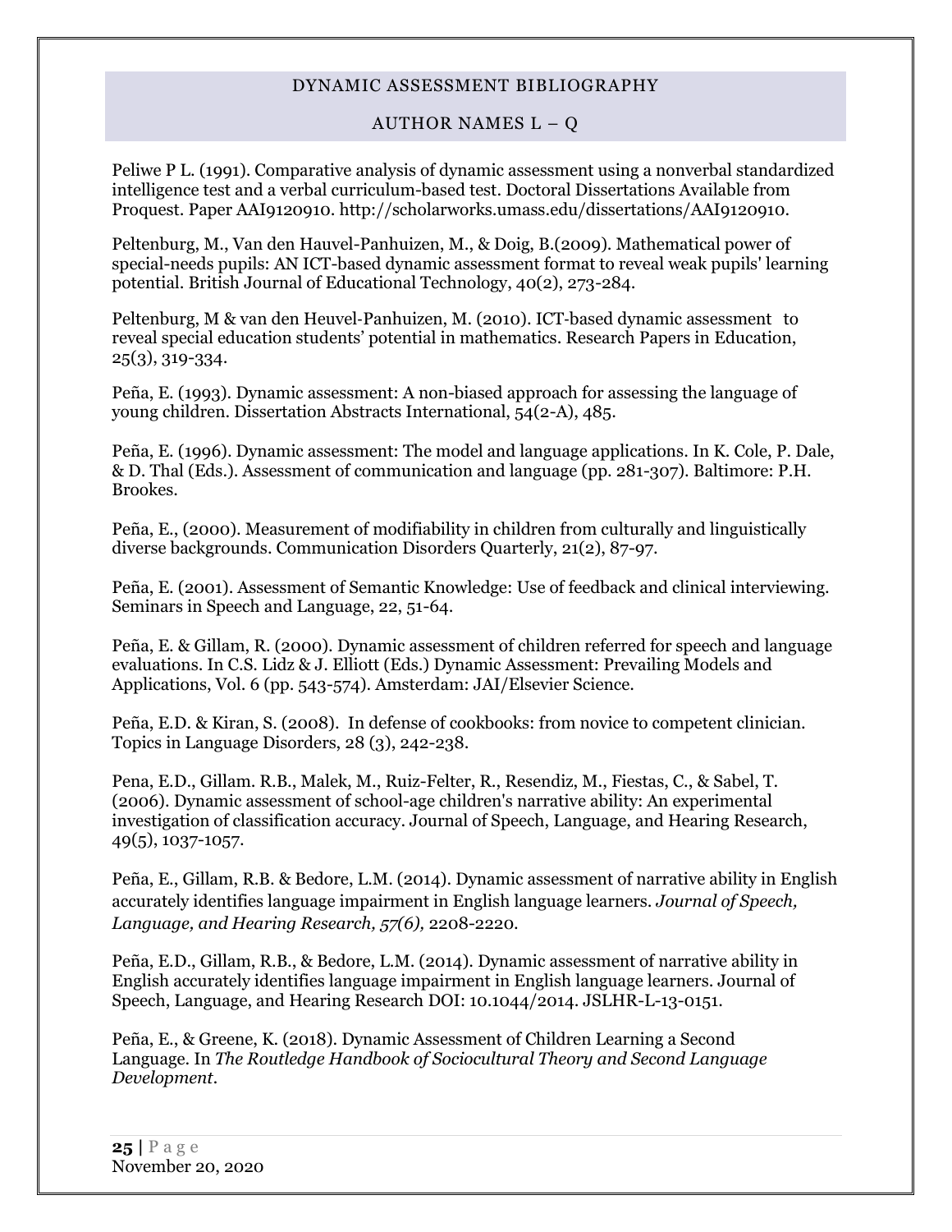DYNAMIC ASSESSMENT BIBLIOGRAPHY

AUTHOR NAMES L – Q

Peliwe P L. (1991). Comparative analysis of dynamic assessment using a nonverbal standardized intelligence test and a verbal curriculum-based test. Doctoral Dissertations Available from Proquest. Paper AAI9120910. http://scholarworks.umass.edu/dissertations/AAI9120910.

Peltenburg, M., Van den Hauvel-Panhuizen, M., & Doig, B.(2009). Mathematical power of special-needs pupils: AN ICT-based dynamic assessment format to reveal weak pupils' learning potential. British Journal of Educational Technology, 40(2), 273-284.

Peltenburg, M & van den Heuvel-Panhuizen, M. (2010). ICT-based dynamic assessment to reveal special education students' potential in mathematics. Research Papers in Education, 25(3), 319-334.

Peña, E. (1993). Dynamic assessment: A non-biased approach for assessing the language of young children. Dissertation Abstracts International, 54(2-A), 485.

Peña, E. (1996). Dynamic assessment: The model and language applications. In K. Cole, P. Dale, & D. Thal (Eds.). Assessment of communication and language (pp. 281-307). Baltimore: P.H. Brookes.

Peña, E., (2000). Measurement of modifiability in children from culturally and linguistically diverse backgrounds. Communication Disorders Quarterly, 21(2), 87-97.

Peña, E. (2001). Assessment of Semantic Knowledge: Use of feedback and clinical interviewing. Seminars in Speech and Language, 22, 51-64.

Peña, E. & Gillam, R. (2000). Dynamic assessment of children referred for speech and language evaluations. In C.S. Lidz & J. Elliott (Eds.) Dynamic Assessment: Prevailing Models and Applications, Vol. 6 (pp. 543-574). Amsterdam: JAI/Elsevier Science.

Peña, E.D. & Kiran, S. (2008). In defense of cookbooks: from novice to competent clinician. Topics in Language Disorders, 28 (3), 242-238.

Pena, E.D., Gillam. R.B., Malek, M., Ruiz-Felter, R., Resendiz, M., Fiestas, C., & Sabel, T. (2006). Dynamic assessment of school-age children's narrative ability: An experimental investigation of classification accuracy. Journal of Speech, Language, and Hearing Research, 49(5), 1037-1057.

Peña, E., Gillam, R.B. & Bedore, L.M. (2014). Dynamic assessment of narrative ability in English accurately identifies language impairment in English language learners. *Journal of Speech, Language, and Hearing Research, 57(6),* 2208-2220.

Peña, E.D., Gillam, R.B., & Bedore, L.M. (2014). Dynamic assessment of narrative ability in English accurately identifies language impairment in English language learners. Journal of Speech, Language, and Hearing Research DOI: 10.1044/2014. JSLHR-L-13-0151.

Peña, E., & Greene, K. (2018). Dynamic Assessment of Children Learning a Second Language. In *The Routledge Handbook of Sociocultural Theory and Second Language Development*.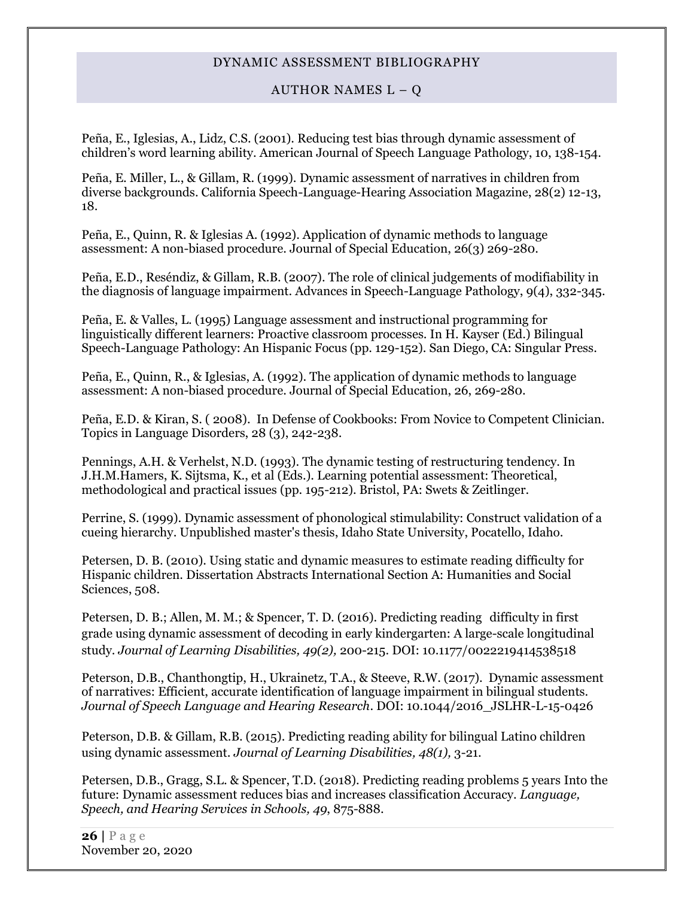Peña, E., Iglesias, A., Lidz, C.S. (2001). Reducing test bias through dynamic assessment of children's word learning ability. American Journal of Speech Language Pathology, 10, 138-154.

Peña, E. Miller, L., & Gillam, R. (1999). Dynamic assessment of narratives in children from diverse backgrounds. California Speech-Language-Hearing Association Magazine, 28(2) 12-13, 18.

Peña, E., Quinn, R. & Iglesias A. (1992). Application of dynamic methods to language assessment: A non-biased procedure. Journal of Special Education, 26(3) 269-280.

Peña, E.D., Reséndiz, & Gillam, R.B. (2007). The role of clinical judgements of modifiability in the diagnosis of language impairment. Advances in Speech-Language Pathology, 9(4), 332-345.

Peña, E. & Valles, L. (1995) Language assessment and instructional programming for linguistically different learners: Proactive classroom processes. In H. Kayser (Ed.) Bilingual Speech-Language Pathology: An Hispanic Focus (pp. 129-152). San Diego, CA: Singular Press.

Peña, E., Quinn, R., & Iglesias, A. (1992). The application of dynamic methods to language assessment: A non-biased procedure. Journal of Special Education, 26, 269-280.

Peña, E.D. & Kiran, S. ( 2008). In Defense of Cookbooks: From Novice to Competent Clinician. Topics in Language Disorders, 28 (3), 242-238.

Pennings, A.H. & Verhelst, N.D. (1993). The dynamic testing of restructuring tendency. In J.H.M.Hamers, K. Sijtsma, K., et al (Eds.). Learning potential assessment: Theoretical, methodological and practical issues (pp. 195-212). Bristol, PA: Swets & Zeitlinger.

Perrine, S. (1999). Dynamic assessment of phonological stimulability: Construct validation of a cueing hierarchy. Unpublished master's thesis, Idaho State University, Pocatello, Idaho.

Petersen, D. B. (2010). Using static and dynamic measures to estimate reading difficulty for Hispanic children. Dissertation Abstracts International Section A: Humanities and Social Sciences, 508.

Petersen, D. B.; Allen, M. M.; & Spencer, T. D. (2016). Predicting reading difficulty in first grade using dynamic assessment of decoding in early kindergarten: A large-scale longitudinal study. *Journal of Learning Disabilities, 49(2),* 200-215. DOI: 10.1177/0022219414538518

Peterson, D.B., Chanthongtip, H., Ukrainetz, T.A., & Steeve, R.W. (2017). Dynamic assessment of narratives: Efficient, accurate identification of language impairment in bilingual students. *Journal of Speech Language and Hearing Research*. DOI: 10.1044/2016_JSLHR-L-15-0426

Peterson, D.B. & Gillam, R.B. (2015). Predicting reading ability for bilingual Latino children using dynamic assessment. *Journal of Learning Disabilities, 48(1),* 3-21.

Petersen, D.B., Gragg, S.L. & Spencer, T.D. (2018). Predicting reading problems 5 years Into the future: Dynamic assessment reduces bias and increases classification Accuracy. *Language, Speech, and Hearing Services in Schools, 49*, 875-888.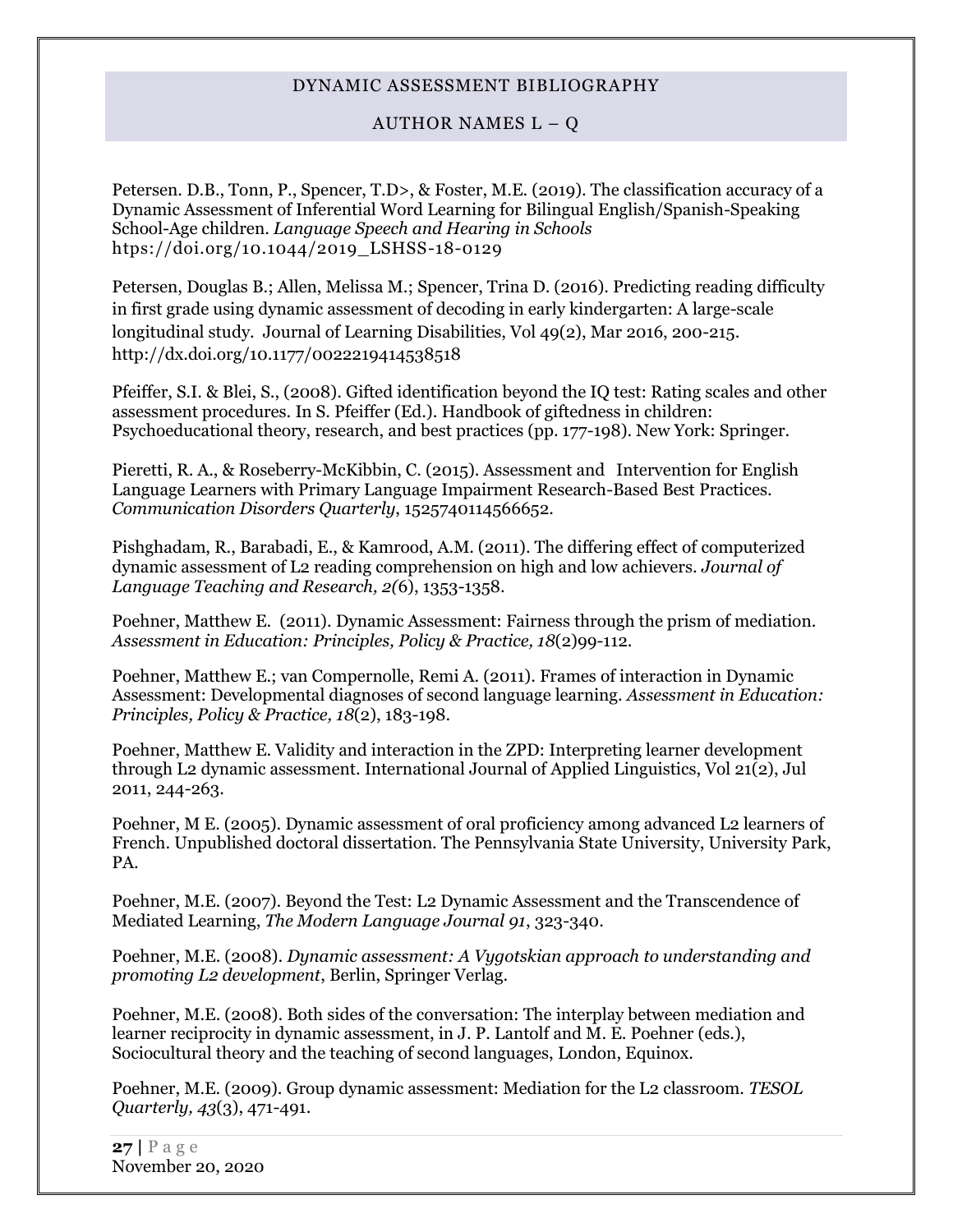Petersen. D.B., Tonn, P., Spencer, T.D>, & Foster, M.E. (2019). The classification accuracy of a Dynamic Assessment of Inferential Word Learning for Bilingual English/Spanish-Speaking School-Age children. *Language Speech and Hearing in Schools* htps://doi.org/10.1044/2019_LSHSS-18-0129

Petersen, Douglas B.; Allen, Melissa M.; Spencer, Trina D. (2016). Predicting reading difficulty in first grade using dynamic assessment of decoding in early kindergarten: A large-scale longitudinal study. Journal of Learning Disabilities, Vol 49(2), Mar 2016, 200-215. http://dx.doi.org/10.1177/0022219414538518

Pfeiffer, S.I. & Blei, S., (2008). Gifted identification beyond the IQ test: Rating scales and other assessment procedures. In S. Pfeiffer (Ed.). Handbook of giftedness in children: Psychoeducational theory, research, and best practices (pp. 177-198). New York: Springer.

Pieretti, R. A., & Roseberry-McKibbin, C. (2015). Assessment and Intervention for English Language Learners with Primary Language Impairment Research-Based Best Practices. *Communication Disorders Quarterly*, 1525740114566652.

Pishghadam, R., Barabadi, E., & Kamrood, A.M. (2011). The differing effect of computerized dynamic assessment of L2 reading comprehension on high and low achievers. *Journal of Language Teaching and Research, 2(*6), 1353-1358.

Poehner, Matthew E. (2011). Dynamic Assessment: Fairness through the prism of mediation. *Assessment in Education: Principles, Policy & Practice, 18*(2)99-112.

Poehner, Matthew E.; van Compernolle, Remi A. (2011). Frames of interaction in Dynamic Assessment: Developmental diagnoses of second language learning. *Assessment in Education: Principles, Policy & Practice, 18*(2), 183-198.

Poehner, Matthew E. Validity and interaction in the ZPD: Interpreting learner development through L2 dynamic assessment. International Journal of Applied Linguistics, Vol 21(2), Jul 2011, 244-263.

Poehner, M E. (2005). Dynamic assessment of oral proficiency among advanced L2 learners of French. Unpublished doctoral dissertation. The Pennsylvania State University, University Park, PA.

Poehner, M.E. (2007). Beyond the Test: L2 Dynamic Assessment and the Transcendence of Mediated Learning, *The Modern Language Journal 91*, 323-340.

Poehner, M.E. (2008). *Dynamic assessment: A Vygotskian approach to understanding and promoting L2 development*, Berlin, Springer Verlag.

Poehner, M.E. (2008). Both sides of the conversation: The interplay between mediation and learner reciprocity in dynamic assessment, in J. P. Lantolf and M. E. Poehner (eds.), Sociocultural theory and the teaching of second languages, London, Equinox.

Poehner, M.E. (2009). Group dynamic assessment: Mediation for the L2 classroom. *TESOL Quarterly, 43*(3), 471-491.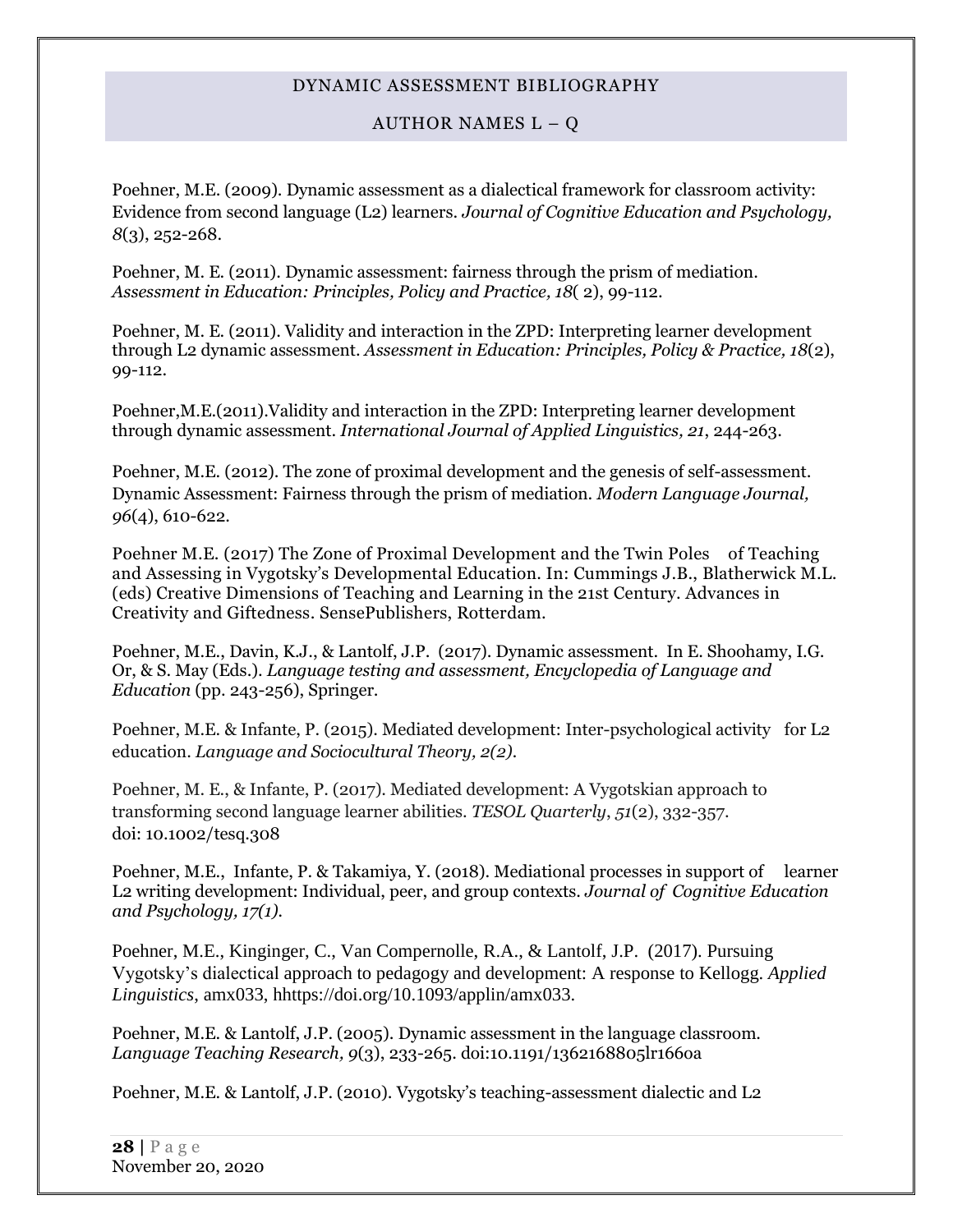DYNAMIC ASSESSMENT BIBLIOGRAPHY

AUTHOR NAMES L – Q

Poehner, M.E. (2009). Dynamic assessment as a dialectical framework for classroom activity: Evidence from second language (L2) learners. *Journal of Cognitive Education and Psychology, 8*(3), 252-268.

Poehner, M. E. (2011). Dynamic assessment: fairness through the prism of mediation. *Assessment in Education: Principles, Policy and Practice, 18*( 2), 99-112.

Poehner, M. E. (2011). Validity and interaction in the ZPD: Interpreting learner development through L2 dynamic assessment. *Assessment in Education: Principles, Policy & Practice, 18*(2), 99-112.

Poehner,M.E.(2011).Validity and interaction in the ZPD: Interpreting learner development through dynamic assessment. *International Journal of Applied Linguistics, 21*, 244-263.

Poehner, M.E. (2012). The zone of proximal development and the genesis of self-assessment. Dynamic Assessment: Fairness through the prism of mediation. *Modern Language Journal, 96*(4), 610-622.

Poehner M.E. (2017) The Zone of Proximal Development and the Twin Poles of Teaching and Assessing in Vygotsky's Developmental Education. In: Cummings J.B., Blatherwick M.L. (eds) Creative Dimensions of Teaching and Learning in the 21st Century. Advances in Creativity and Giftedness. SensePublishers, Rotterdam.

Poehner, M.E., Davin, K.J., & Lantolf, J.P. (2017). Dynamic assessment. In E. Shoohamy, I.G. Or, & S. May (Eds.). *Language testing and assessment, Encyclopedia of Language and Education* (pp. 243-256), Springer.

Poehner, M.E. & Infante, P. (2015). Mediated development: Inter-psychological activity for L2 education. *Language and Sociocultural Theory, 2(2).*

Poehner, M. E., & Infante, P. (2017). Mediated development: A Vygotskian approach to transforming second language learner abilities. *TESOL Quarterly*, *51*(2), 332-357. doi: 10.1002/tesq.308

Poehner, M.E., Infante, P. & Takamiya, Y. (2018). Mediational processes in support of learner L2 writing development: Individual, peer, and group contexts. *Journal of Cognitive Education and Psychology, 17(1).*

Poehner, M.E., Kinginger, C., Van Compernolle, R.A., & Lantolf, J.P. (2017). Pursuing Vygotsky's dialectical approach to pedagogy and development: A response to Kellogg. *Applied Linguistics,* amx033, hhttps://doi.org/10.1093/applin/amx033.

Poehner, M.E. & Lantolf, J.P. (2005). Dynamic assessment in the language classroom. *Language Teaching Research, 9*(3), 233-265. doi:10.1191/1362168805lr166oa

Poehner, M.E. & Lantolf, J.P. (2010). Vygotsky's teaching-assessment dialectic and L2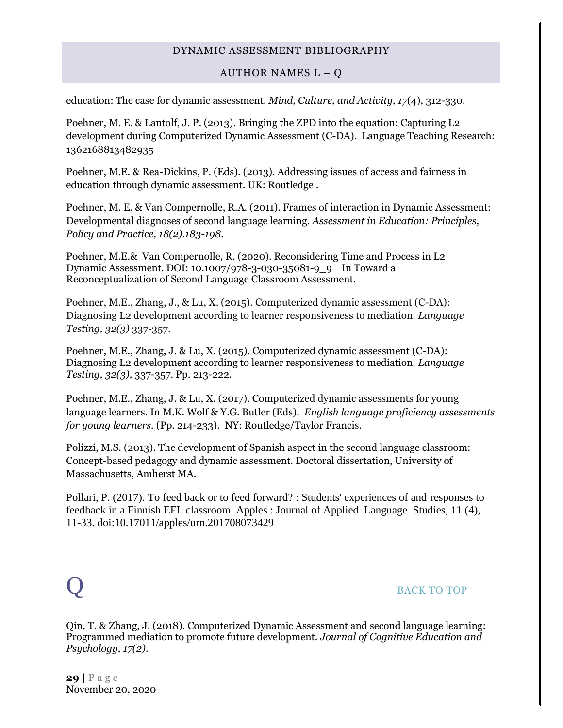education: The case for dynamic assessment. *Mind, Culture, and Activity, 17*(4), 312-330.

Poehner, M. E. & Lantolf, J. P. (2013). Bringing the ZPD into the equation: Capturing L2 development during Computerized Dynamic Assessment (C-DA). Language Teaching Research: 1362168813482935

Poehner, M.E. & Rea-Dickins, P. (Eds). (2013). Addressing issues of access and fairness in education through dynamic assessment. UK: Routledge .

Poehner, M. E. & Van Compernolle, R.A. (2011). Frames of interaction in Dynamic Assessment: Developmental diagnoses of second language learning. *Assessment in Education: Principles, Policy and Practice, 18(2).183-198.*

Poehner, M.E.& Van Compernolle, R. (2020). Reconsidering Time and Process in L2 Dynamic Assessment. DOI: 10.1007/978-3-030-35081-9_9 In Toward a Reconceptualization of Second Language Classroom Assessment.

Poehner, M.E., Zhang, J., & Lu, X. (2015). Computerized dynamic assessment (C-DA): Diagnosing L2 development according to learner responsiveness to mediation. *Language Testing, 32(3)* 337-357.

Poehner, M.E., Zhang, J. & Lu, X. (2015). Computerized dynamic assessment (C-DA): Diagnosing L2 development according to learner responsiveness to mediation. *Language Testing, 32(3),* 337-357. Pp. 213-222.

Poehner, M.E., Zhang, J. & Lu, X. (2017). Computerized dynamic assessments for young language learners. In M.K. Wolf & Y.G. Butler (Eds). *English language proficiency assessments for young learners.* (Pp. 214-233). NY: Routledge/Taylor Francis.

Polizzi, M.S. (2013). The development of Spanish aspect in the second language classroom: Concept-based pedagogy and dynamic assessment. Doctoral dissertation, University of Massachusetts, Amherst MA.

Pollari, P. (2017). To feed back or to feed forward? : Students' experiences of and responses to feedback in a Finnish EFL classroom. Apples : Journal of Applied Language Studies, 11 (4), 11-33. doi:10.17011/apples/urn.201708073429

# Q

BACK TO TOP

Qin, T. & Zhang, J. (2018). Computerized Dynamic Assessment and second language learning: Programmed mediation to promote future development. *Journal of Cognitive Education and Psychology, 17(2).*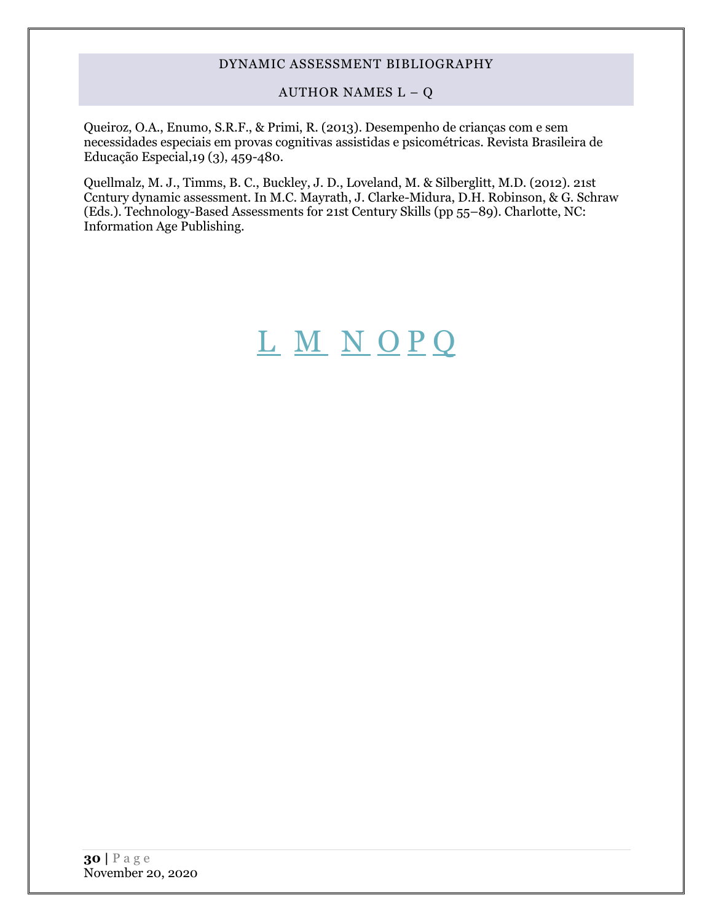Queiroz, O.A., Enumo, S.R.F., & Primi, R. (2013). Desempenho de crianças com e sem necessidades especiais em provas cognitivas assistidas e psicométricas. Revista Brasileira de Educação Especial,19 (3), 459-480.

Quellmalz, M. J., Timms, B. C., Buckley, J. D., Loveland, M. & Silberglitt, M.D. (2012). 21st Ccntury dynamic assessment. In M.C. Mayrath, J. Clarke-Midura, D.H. Robinson, & G. Schraw (Eds.). Technology-Based Assessments for 21st Century Skills (pp 55–89). Charlotte, NC: Information Age Publishing.

L M N O P Q